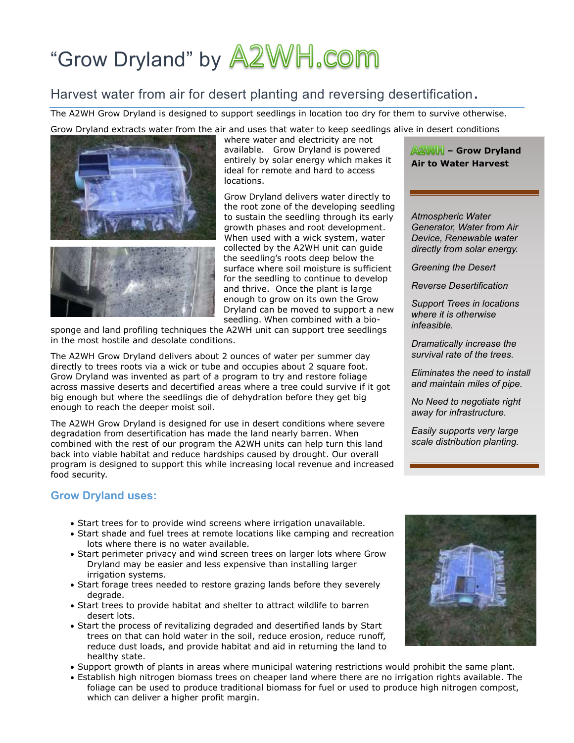# "Grow Dryland" by A2WH.com

## Harvest water from air for desert planting and reversing desertification.

The A2WH Grow Dryland is designed to support seedlings in location too dry for them to survive otherwise.

Grow Dryland extracts water from the air and uses that water to keep seedlings alive in desert conditions where water and electricity are not available. Grow Dryland is powered entirely by solar energy which makes it ideal for remote and hard to access locations.

Grow Dryland delivers water directly to the root zone of the developing seedling to sustain the seedling through its early growth phases and root development. When used with a wick system, water collected by the A2WH unit can guide the seedling's roots deep below the surface where soil moisture is sufficient for the seedling to continue to develop and thrive. Once the plant is large enough to grow on its own the Grow Dryland can be moved to support a new seedling. When combined with a bio-sponge and land profiling techniques the A2WH unit can support tree seedlings in the most hostile and desolate conditions.

The A2WH Grow Dryland delivers about 2 ounces of water per summer day directly to trees roots via a wick or tube and occupies about 2 square foot. Grow Dryland was invented as part of a program to try and restore foliage across massive deserts and decertified areas where a tree could survive if it got big enough but where the seedlings die of dehydration before they get big enough to reach the deeper moist soil.

The A2WH Grow Dryland is designed for use in desert conditions where severe degradation from desertification has made the land nearly barren. When combined with the rest of our program the A2WH units can help turn this land back into viable habitat and reduce hardships caused by drought. Our overall program is designed to support this while increasing local revenue and increased food security.

**A2WH – Grow Dryland**
**Air to Water Harvest**

*Atmospheric Water Generator, Water from Air Device, Renewable water directly from solar energy.*

*Greening the Desert*

*Reverse Desertification*

*Support Trees in locations where it is otherwise infeasible.*

*Dramatically increase the survival rate of the trees.*

*Eliminates the need to install and maintain miles of pipe.*

*No Need to negotiate right away for infrastructure.*

*Easily supports very large scale distribution planting.*

### Grow Dryland uses:

- Start trees for to provide wind screens where irrigation unavailable.
- Start shade and fuel trees at remote locations like camping and recreation lots where there is no water available.
- Start perimeter privacy and wind screen trees on larger lots where Grow Dryland may be easier and less expensive than installing larger irrigation systems.
- Start forage trees needed to restore grazing lands before they severely degrade.
- Start trees to provide habitat and shelter to attract wildlife to barren desert lots.
- Start the process of revitalizing degraded and desertified lands by Start trees on that can hold water in the soil, reduce erosion, reduce runoff, reduce dust loads, and provide habitat and aid in returning the land to healthy state.
- Support growth of plants in areas where municipal watering restrictions would prohibit the same plant.
- Establish high nitrogen biomass trees on cheaper land where there are no irrigation rights available. The foliage can be used to produce traditional biomass for fuel or used to produce high nitrogen compost, which can deliver a higher profit margin.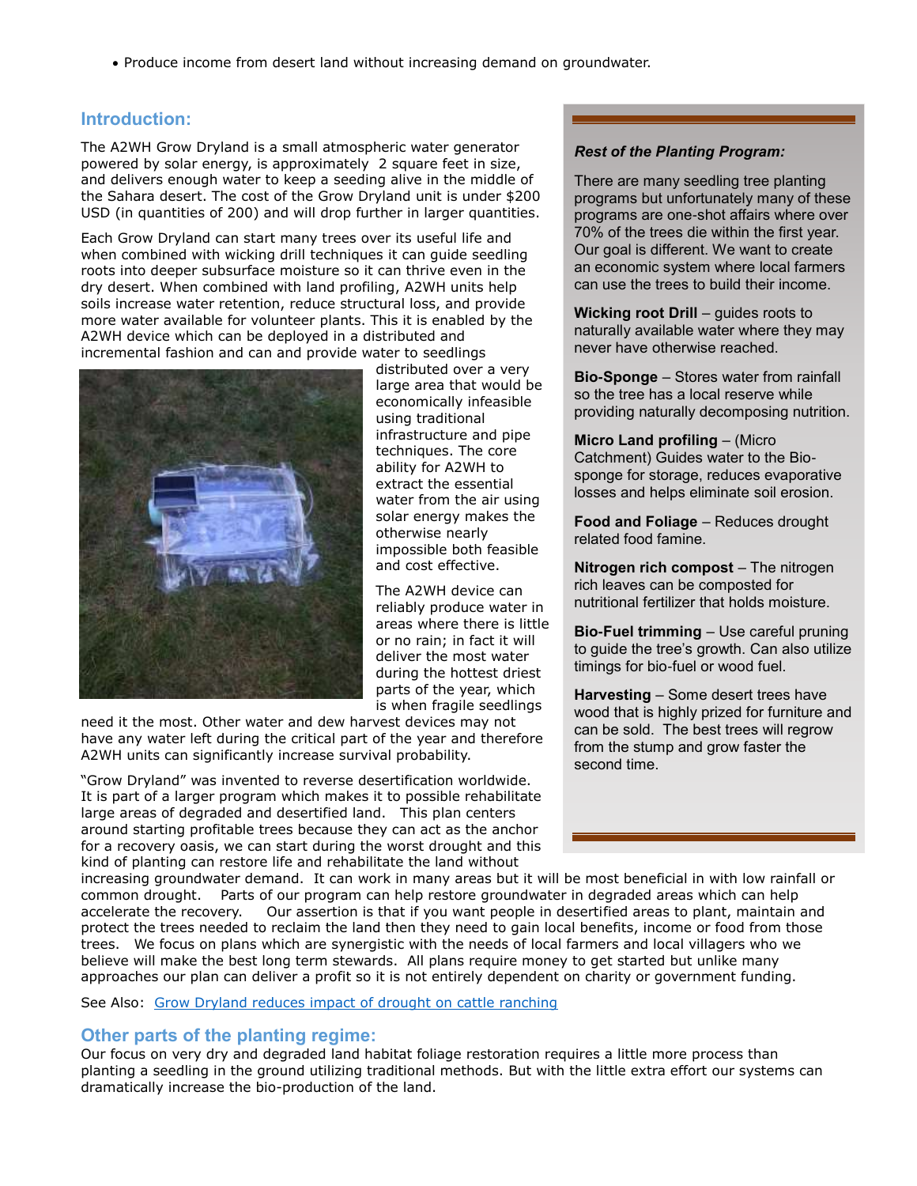- Produce income from desert land without increasing demand on groundwater.

## Introduction:

The A2WH Grow Dryland is a small atmospheric water generator powered by solar energy, is approximately 2 square feet in size, and delivers enough water to keep a seeding alive in the middle of the Sahara desert. The cost of the Grow Dryland unit is under $200 USD (in quantities of 200) and will drop further in larger quantities.

Each Grow Dryland can start many trees over its useful life and when combined with wicking drill techniques it can guide seedling roots into deeper subsurface moisture so it can thrive even in the dry desert. When combined with land profiling, A2WH units help soils increase water retention, reduce structural loss, and provide more water available for volunteer plants. This it is enabled by the A2WH device which can be deployed in a distributed and incremental fashion and can and provide water to seedlings distributed over a very large area that would be economically infeasible using traditional infrastructure and pipe techniques. The core ability for A2WH to extract the essential water from the air using solar energy makes the otherwise nearly impossible both feasible and cost effective.

The A2WH device can reliably produce water in areas where there is little or no rain; in fact it will deliver the most water during the hottest driest parts of the year, which is when fragile seedlings need it the most. Other water and dew harvest devices may not have any water left during the critical part of the year and therefore A2WH units can significantly increase survival probability.

"Grow Dryland" was invented to reverse desertification worldwide. It is part of a larger program which makes it to possible rehabilitate large areas of degraded and desertified land. This plan centers around starting profitable trees because they can act as the anchor for a recovery oasis, we can start during the worst drought and this kind of planting can restore life and rehabilitate the land without increasing groundwater demand. It can work in many areas but it will be most beneficial in with low rainfall or common drought. Parts of our program can help restore groundwater in degraded areas which can help accelerate the recovery. Our assertion is that if you want people in desertified areas to plant, maintain and protect the trees needed to reclaim the land then they need to gain local benefits, income or food from those trees. We focus on plans which are synergistic with the needs of local farmers and local villagers who we believe will make the best long term stewards. All plans require money to get started but unlike many approaches our plan can deliver a profit so it is not entirely dependent on charity or government funding.

See Also: [Grow Dryland reduces impact of drought on cattle ranching]()

*Rest of the Planting Program:*

There are many seedling tree planting programs but unfortunately many of these programs are one-shot affairs where over 70% of the trees die within the first year. Our goal is different. We want to create an economic system where local farmers can use the trees to build their income.

**Wicking root Drill** – guides roots to naturally available water where they may never have otherwise reached.

**Bio-Sponge** – Stores water from rainfall so the tree has a local reserve while providing naturally decomposing nutrition.

**Micro Land profiling** – (Micro Catchment) Guides water to the Bio-sponge for storage, reduces evaporative losses and helps eliminate soil erosion.

**Food and Foliage** – Reduces drought related food famine.

**Nitrogen rich compost** – The nitrogen rich leaves can be composted for nutritional fertilizer that holds moisture.

**Bio-Fuel trimming** – Use careful pruning to guide the tree's growth. Can also utilize timings for bio-fuel or wood fuel.

**Harvesting** – Some desert trees have wood that is highly prized for furniture and can be sold. The best trees will regrow from the stump and grow faster the second time.

## Other parts of the planting regime:

Our focus on very dry and degraded land habitat foliage restoration requires a little more process than planting a seedling in the ground utilizing traditional methods. But with the little extra effort our systems can dramatically increase the bio-production of the land.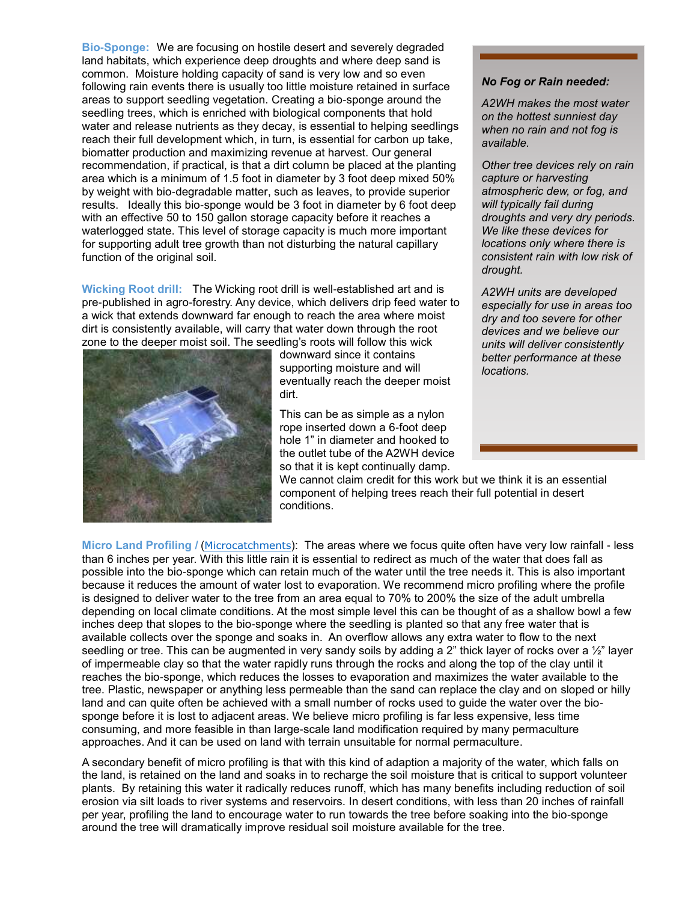**Bio-Sponge:** We are focusing on hostile desert and severely degraded land habitats, which experience deep droughts and where deep sand is common. Moisture holding capacity of sand is very low and so even following rain events there is usually too little moisture retained in surface areas to support seedling vegetation. Creating a bio-sponge around the seedling trees, which is enriched with biological components that hold water and release nutrients as they decay, is essential to helping seedlings reach their full development which, in turn, is essential for carbon up take, biomatter production and maximizing revenue at harvest. Our general recommendation, if practical, is that a dirt column be placed at the planting area which is a minimum of 1.5 foot in diameter by 3 foot deep mixed 50% by weight with bio-degradable matter, such as leaves, to provide superior results. Ideally this bio-sponge would be 3 foot in diameter by 6 foot deep with an effective 50 to 150 gallon storage capacity before it reaches a waterlogged state. This level of storage capacity is much more important for supporting adult tree growth than not disturbing the natural capillary function of the original soil.

**Wicking Root drill:** The Wicking root drill is well-established art and is pre-published in agro-forestry. Any device, which delivers drip feed water to a wick that extends downward far enough to reach the area where moist dirt is consistently available, will carry that water down through the root zone to the deeper moist soil. The seedling's roots will follow this wick downward since it contains supporting moisture and will eventually reach the deeper moist dirt.

This can be as simple as a nylon rope inserted down a 6-foot deep hole 1" in diameter and hooked to the outlet tube of the A2WH device so that it is kept continually damp. We cannot claim credit for this work but we think it is an essential component of helping trees reach their full potential in desert conditions.

***No Fog or Rain needed:***

*A2WH makes the most water on the hottest sunniest day when no rain and not fog is available.*

*Other tree devices rely on rain capture or harvesting atmospheric dew, or fog, and will typically fail during droughts and very dry periods. We like these devices for locations only where there is consistent rain with low risk of drought.*

*A2WH units are developed especially for use in areas too dry and too severe for other devices and we believe our units will deliver consistently better performance at these locations.*

**Micro Land Profiling /** (Microcatchments): The areas where we focus quite often have very low rainfall - less than 6 inches per year. With this little rain it is essential to redirect as much of the water that does fall as possible into the bio-sponge which can retain much of the water until the tree needs it. This is also important because it reduces the amount of water lost to evaporation. We recommend micro profiling where the profile is designed to deliver water to the tree from an area equal to 70% to 200% the size of the adult umbrella depending on local climate conditions. At the most simple level this can be thought of as a shallow bowl a few inches deep that slopes to the bio-sponge where the seedling is planted so that any free water that is available collects over the sponge and soaks in. An overflow allows any extra water to flow to the next seedling or tree. This can be augmented in very sandy soils by adding a 2" thick layer of rocks over a ½" layer of impermeable clay so that the water rapidly runs through the rocks and along the top of the clay until it reaches the bio-sponge, which reduces the losses to evaporation and maximizes the water available to the tree. Plastic, newspaper or anything less permeable than the sand can replace the clay and on sloped or hilly land and can quite often be achieved with a small number of rocks used to guide the water over the bio-sponge before it is lost to adjacent areas. We believe micro profiling is far less expensive, less time consuming, and more feasible in than large-scale land modification required by many permaculture approaches. And it can be used on land with terrain unsuitable for normal permaculture.

A secondary benefit of micro profiling is that with this kind of adaption a majority of the water, which falls on the land, is retained on the land and soaks in to recharge the soil moisture that is critical to support volunteer plants. By retaining this water it radically reduces runoff, which has many benefits including reduction of soil erosion via silt loads to river systems and reservoirs. In desert conditions, with less than 20 inches of rainfall per year, profiling the land to encourage water to run towards the tree before soaking into the bio-sponge around the tree will dramatically improve residual soil moisture available for the tree.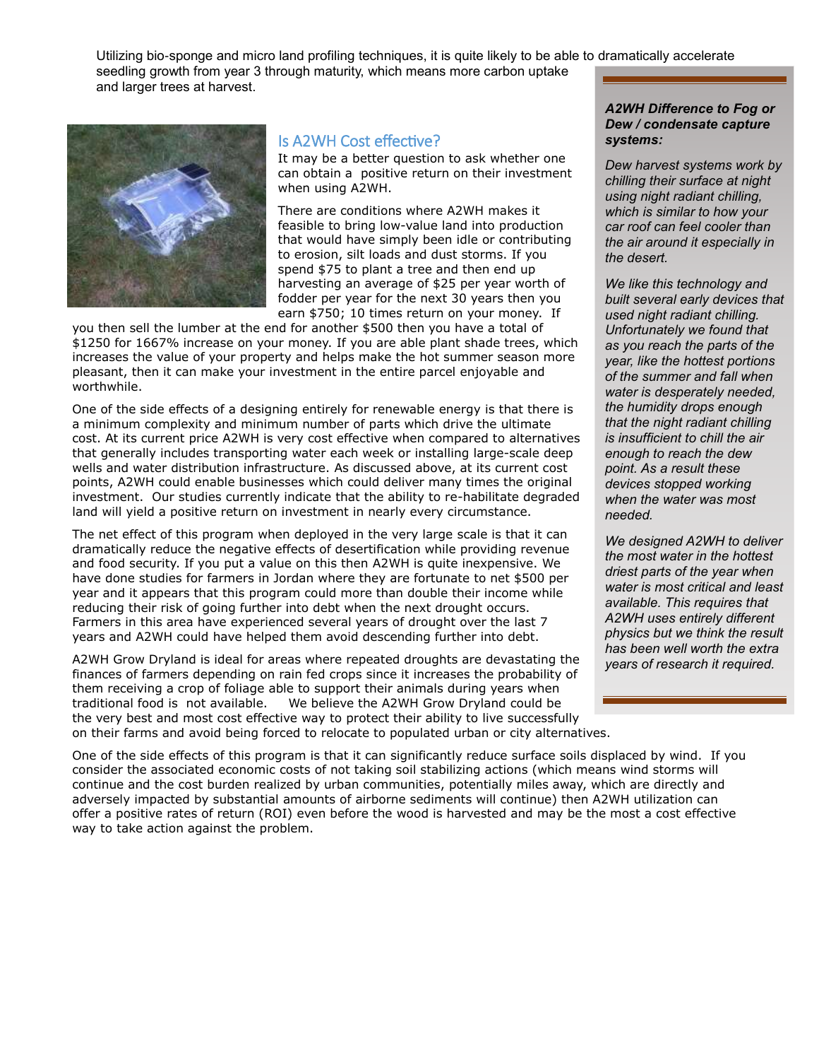Utilizing bio-sponge and micro land profiling techniques, it is quite likely to be able to dramatically accelerate seedling growth from year 3 through maturity, which means more carbon uptake and larger trees at harvest.

## Is A2WH Cost effective?

It may be a better question to ask whether one can obtain a positive return on their investment when using A2WH.

There are conditions where A2WH makes it feasible to bring low-value land into production that would have simply been idle or contributing to erosion, silt loads and dust storms. If you spend $75 to plant a tree and then end up harvesting an average of $25 per year worth of fodder per year for the next 30 years then you earn $750; 10 times return on your money. If you then sell the lumber at the end for another $500 then you have a total of $1250 for 1667% increase on your money. If you are able plant shade trees, which increases the value of your property and helps make the hot summer season more pleasant, then it can make your investment in the entire parcel enjoyable and worthwhile.

One of the side effects of a designing entirely for renewable energy is that there is a minimum complexity and minimum number of parts which drive the ultimate cost. At its current price A2WH is very cost effective when compared to alternatives that generally includes transporting water each week or installing large-scale deep wells and water distribution infrastructure. As discussed above, at its current cost points, A2WH could enable businesses which could deliver many times the original investment. Our studies currently indicate that the ability to re-habilitate degraded land will yield a positive return on investment in nearly every circumstance.

The net effect of this program when deployed in the very large scale is that it can dramatically reduce the negative effects of desertification while providing revenue and food security. If you put a value on this then A2WH is quite inexpensive. We have done studies for farmers in Jordan where they are fortunate to net $500 per year and it appears that this program could more than double their income while reducing their risk of going further into debt when the next drought occurs. Farmers in this area have experienced several years of drought over the last 7 years and A2WH could have helped them avoid descending further into debt.

A2WH Grow Dryland is ideal for areas where repeated droughts are devastating the finances of farmers depending on rain fed crops since it increases the probability of them receiving a crop of foliage able to support their animals during years when traditional food is not available. We believe the A2WH Grow Dryland could be the very best and most cost effective way to protect their ability to live successfully on their farms and avoid being forced to relocate to populated urban or city alternatives.

One of the side effects of this program is that it can significantly reduce surface soils displaced by wind. If you consider the associated economic costs of not taking soil stabilizing actions (which means wind storms will continue and the cost burden realized by urban communities, potentially miles away, which are directly and adversely impacted by substantial amounts of airborne sediments will continue) then A2WH utilization can offer a positive rates of return (ROI) even before the wood is harvested and may be the most a cost effective way to take action against the problem.

***A2WH Difference to Fog or Dew / condensate capture systems:***

*Dew harvest systems work by chilling their surface at night using night radiant chilling, which is similar to how your car roof can feel cooler than the air around it especially in the desert.*

*We like this technology and built several early devices that used night radiant chilling. Unfortunately we found that as you reach the parts of the year, like the hottest portions of the summer and fall when water is desperately needed, the humidity drops enough that the night radiant chilling is insufficient to chill the air enough to reach the dew point. As a result these devices stopped working when the water was most needed.*

*We designed A2WH to deliver the most water in the hottest driest parts of the year when water is most critical and least available. This requires that A2WH uses entirely different physics but we think the result has been well worth the extra years of research it required.*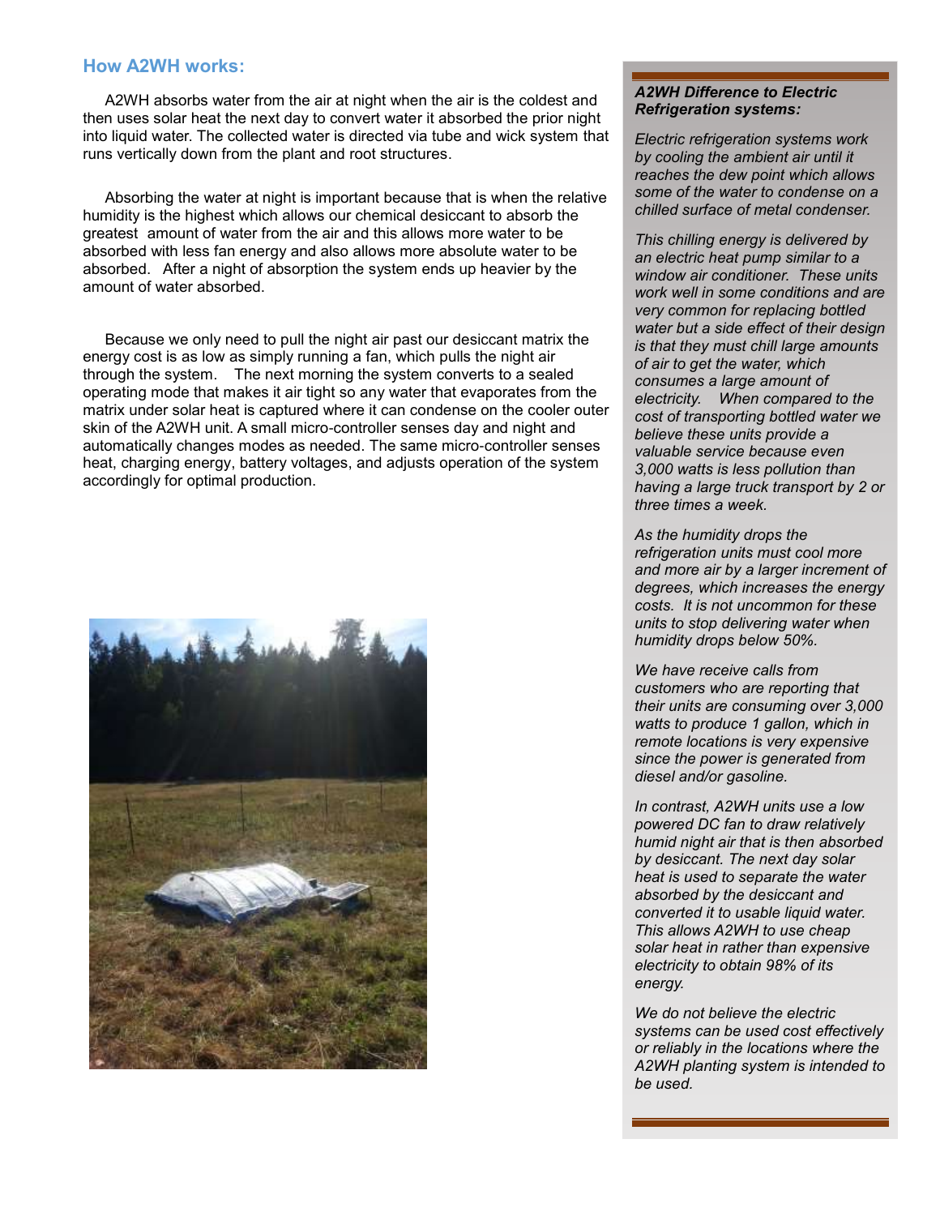## How A2WH works:

A2WH absorbs water from the air at night when the air is the coldest and then uses solar heat the next day to convert water it absorbed the prior night into liquid water. The collected water is directed via tube and wick system that runs vertically down from the plant and root structures.

Absorbing the water at night is important because that is when the relative humidity is the highest which allows our chemical desiccant to absorb the greatest amount of water from the air and this allows more water to be absorbed with less fan energy and also allows more absolute water to be absorbed. After a night of absorption the system ends up heavier by the amount of water absorbed.

Because we only need to pull the night air past our desiccant matrix the energy cost is as low as simply running a fan, which pulls the night air through the system. The next morning the system converts to a sealed operating mode that makes it air tight so any water that evaporates from the matrix under solar heat is captured where it can condense on the cooler outer skin of the A2WH unit. A small micro-controller senses day and night and automatically changes modes as needed. The same micro-controller senses heat, charging energy, battery voltages, and adjusts operation of the system accordingly for optimal production.

### *A2WH Difference to Electric Refrigeration systems:*

*Electric refrigeration systems work by cooling the ambient air until it reaches the dew point which allows some of the water to condense on a chilled surface of metal condenser.*

*This chilling energy is delivered by an electric heat pump similar to a window air conditioner. These units work well in some conditions and are very common for replacing bottled water but a side effect of their design is that they must chill large amounts of air to get the water, which consumes a large amount of electricity. When compared to the cost of transporting bottled water we believe these units provide a valuable service because even 3,000 watts is less pollution than having a large truck transport by 2 or three times a week.*

*As the humidity drops the refrigeration units must cool more and more air by a larger increment of degrees, which increases the energy costs. It is not uncommon for these units to stop delivering water when humidity drops below 50%.*

*We have receive calls from customers who are reporting that their units are consuming over 3,000 watts to produce 1 gallon, which in remote locations is very expensive since the power is generated from diesel and/or gasoline.*

*In contrast, A2WH units use a low powered DC fan to draw relatively humid night air that is then absorbed by desiccant. The next day solar heat is used to separate the water absorbed by the desiccant and converted it to usable liquid water. This allows A2WH to use cheap solar heat in rather than expensive electricity to obtain 98% of its energy.*

*We do not believe the electric systems can be used cost effectively or reliably in the locations where the A2WH planting system is intended to be used.*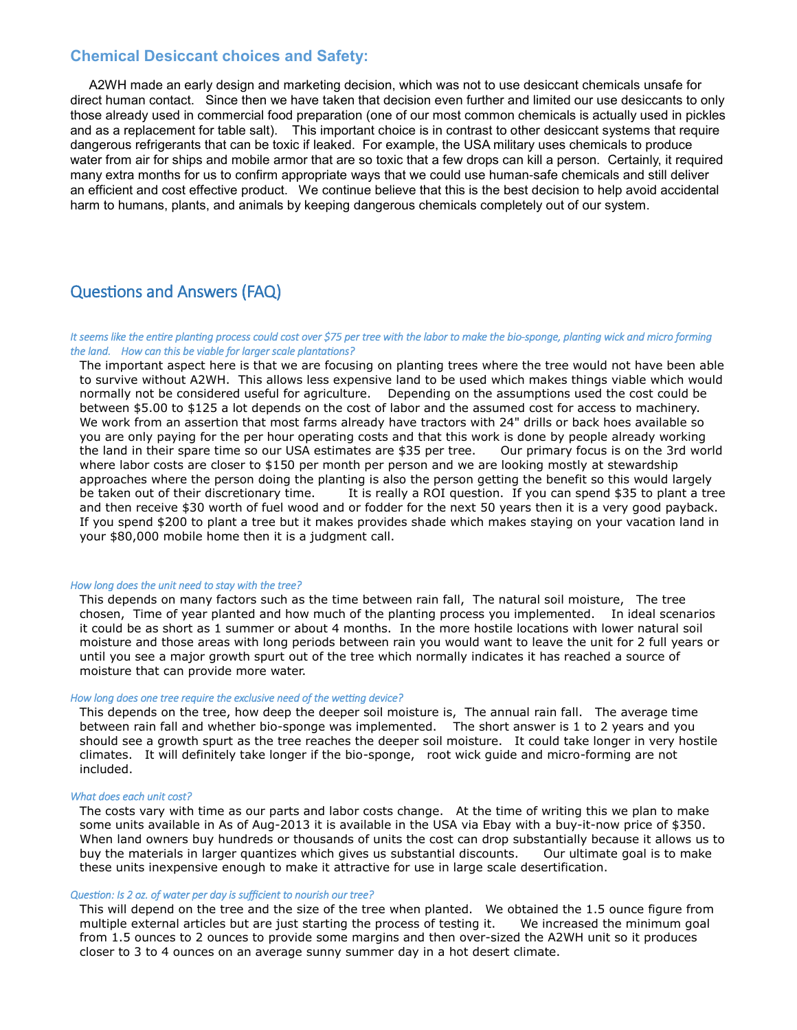## Chemical Desiccant choices and Safety:

A2WH made an early design and marketing decision, which was not to use desiccant chemicals unsafe for direct human contact. Since then we have taken that decision even further and limited our use desiccants to only those already used in commercial food preparation (one of our most common chemicals is actually used in pickles and as a replacement for table salt). This important choice is in contrast to other desiccant systems that require dangerous refrigerants that can be toxic if leaked. For example, the USA military uses chemicals to produce water from air for ships and mobile armor that are so toxic that a few drops can kill a person. Certainly, it required many extra months for us to confirm appropriate ways that we could use human-safe chemicals and still deliver an efficient and cost effective product. We continue believe that this is the best decision to help avoid accidental harm to humans, plants, and animals by keeping dangerous chemicals completely out of our system.

## Questions and Answers (FAQ)

*It seems like the entire planting process could cost over $75 per tree with the labor to make the bio-sponge, planting wick and micro forming the land. How can this be viable for larger scale plantations?*

The important aspect here is that we are focusing on planting trees where the tree would not have been able to survive without A2WH. This allows less expensive land to be used which makes things viable which would normally not be considered useful for agriculture. Depending on the assumptions used the cost could be between $5.00 to $125 a lot depends on the cost of labor and the assumed cost for access to machinery. We work from an assertion that most farms already have tractors with 24" drills or back hoes available so you are only paying for the per hour operating costs and that this work is done by people already working the land in their spare time so our USA estimates are $35 per tree. Our primary focus is on the 3rd world where labor costs are closer to $150 per month per person and we are looking mostly at stewardship approaches where the person doing the planting is also the person getting the benefit so this would largely be taken out of their discretionary time. It is really a ROI question. If you can spend $35 to plant a tree and then receive $30 worth of fuel wood and or fodder for the next 50 years then it is a very good payback. If you spend $200 to plant a tree but it makes provides shade which makes staying on your vacation land in your $80,000 mobile home then it is a judgment call.

*How long does the unit need to stay with the tree?*

This depends on many factors such as the time between rain fall, The natural soil moisture, The tree chosen, Time of year planted and how much of the planting process you implemented. In ideal scenarios it could be as short as 1 summer or about 4 months. In the more hostile locations with lower natural soil moisture and those areas with long periods between rain you would want to leave the unit for 2 full years or until you see a major growth spurt out of the tree which normally indicates it has reached a source of moisture that can provide more water.

*How long does one tree require the exclusive need of the wetting device?*

This depends on the tree, how deep the deeper soil moisture is, The annual rain fall. The average time between rain fall and whether bio-sponge was implemented. The short answer is 1 to 2 years and you should see a growth spurt as the tree reaches the deeper soil moisture. It could take longer in very hostile climates. It will definitely take longer if the bio-sponge, root wick guide and micro-forming are not included.

*What does each unit cost?*

The costs vary with time as our parts and labor costs change. At the time of writing this we plan to make some units available in As of Aug-2013 it is available in the USA via Ebay with a buy-it-now price of $350. When land owners buy hundreds or thousands of units the cost can drop substantially because it allows us to buy the materials in larger quantizes which gives us substantial discounts. Our ultimate goal is to make these units inexpensive enough to make it attractive for use in large scale desertification.

*Question: Is 2 oz. of water per day is sufficient to nourish our tree?*

This will depend on the tree and the size of the tree when planted. We obtained the 1.5 ounce figure from multiple external articles but are just starting the process of testing it. We increased the minimum goal from 1.5 ounces to 2 ounces to provide some margins and then over-sized the A2WH unit so it produces closer to 3 to 4 ounces on an average sunny summer day in a hot desert climate.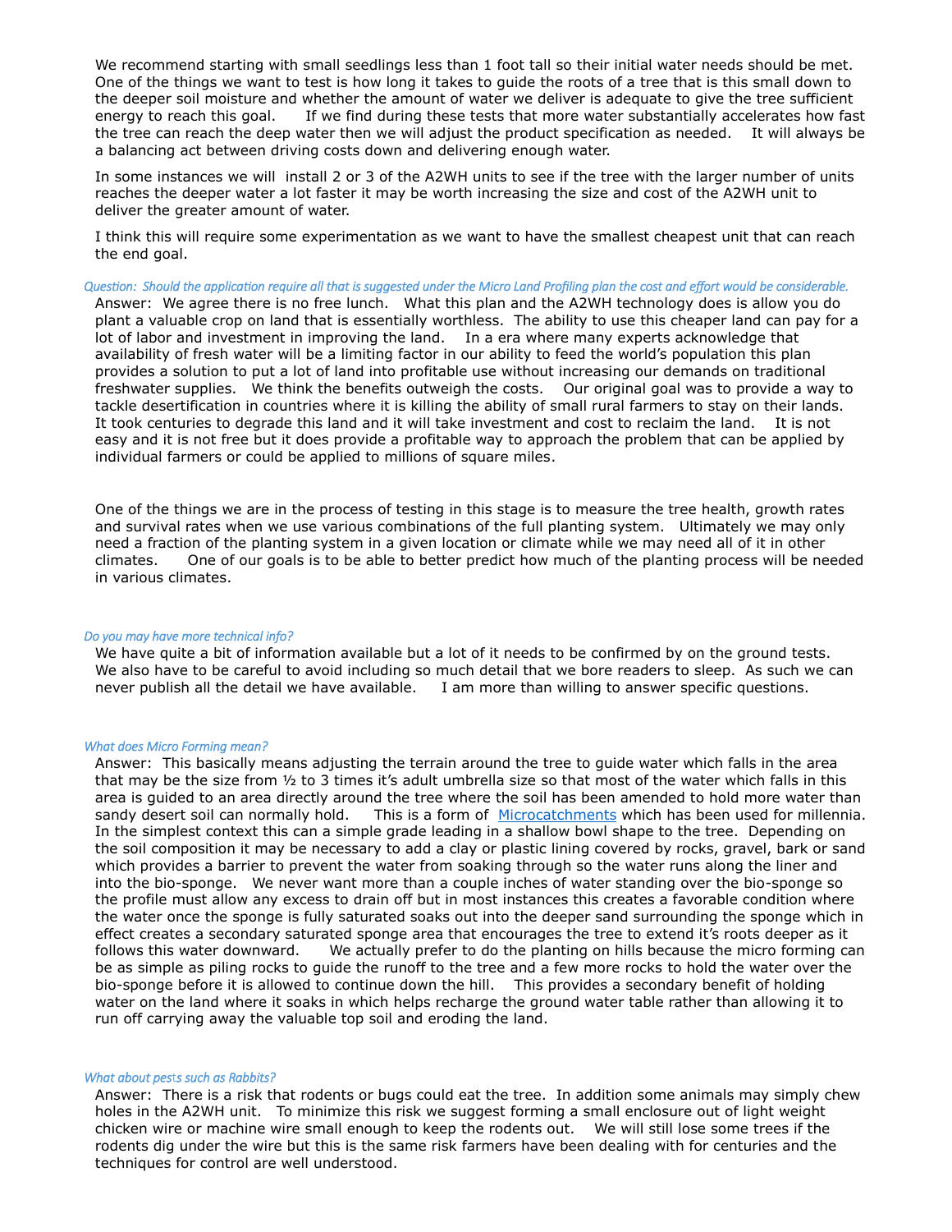We recommend starting with small seedlings less than 1 foot tall so their initial water needs should be met. One of the things we want to test is how long it takes to guide the roots of a tree that is this small down to the deeper soil moisture and whether the amount of water we deliver is adequate to give the tree sufficient energy to reach this goal.   If we find during these tests that more water substantially accelerates how fast the tree can reach the deep water then we will adjust the product specification as needed.   It will always be a balancing act between driving costs down and delivering enough water.

In some instances we will install 2 or 3 of the A2WH units to see if the tree with the larger number of units reaches the deeper water a lot faster it may be worth increasing the size and cost of the A2WH unit to deliver the greater amount of water.

I think this will require some experimentation as we want to have the smallest cheapest unit that can reach the end goal.

*Question: Should the application require all that is suggested under the Micro Land Profiling plan the cost and effort would be considerable.*

Answer: We agree there is no free lunch.  What this plan and the A2WH technology does is allow you do plant a valuable crop on land that is essentially worthless. The ability to use this cheaper land can pay for a lot of labor and investment in improving the land.  In a era where many experts acknowledge that availability of fresh water will be a limiting factor in our ability to feed the world's population this plan provides a solution to put a lot of land into profitable use without increasing our demands on traditional freshwater supplies.  We think the benefits outweigh the costs.  Our original goal was to provide a way to tackle desertification in countries where it is killing the ability of small rural farmers to stay on their lands. It took centuries to degrade this land and it will take investment and cost to reclaim the land.  It is not easy and it is not free but it does provide a profitable way to approach the problem that can be applied by individual farmers or could be applied to millions of square miles.

One of the things we are in the process of testing in this stage is to measure the tree health, growth rates and survival rates when we use various combinations of the full planting system.  Ultimately we may only need a fraction of the planting system in a given location or climate while we may need all of it in other climates.   One of our goals is to be able to better predict how much of the planting process will be needed in various climates.

*Do you may have more technical info?*

We have quite a bit of information available but a lot of it needs to be confirmed by on the ground tests. We also have to be careful to avoid including so much detail that we bore readers to sleep. As such we can never publish all the detail we have available.   I am more than willing to answer specific questions.

*What does Micro Forming mean?*

Answer: This basically means adjusting the terrain around the tree to guide water which falls in the area that may be the size from ½ to 3 times it's adult umbrella size so that most of the water which falls in this area is guided to an area directly around the tree where the soil has been amended to hold more water than sandy desert soil can normally hold.   This is a form of [Microcatchments] which has been used for millennia. In the simplest context this can a simple grade leading in a shallow bowl shape to the tree. Depending on the soil composition it may be necessary to add a clay or plastic lining covered by rocks, gravel, bark or sand which provides a barrier to prevent the water from soaking through so the water runs along the liner and into the bio-sponge.  We never want more than a couple inches of water standing over the bio-sponge so the profile must allow any excess to drain off but in most instances this creates a favorable condition where the water once the sponge is fully saturated soaks out into the deeper sand surrounding the sponge which in effect creates a secondary saturated sponge area that encourages the tree to extend it's roots deeper as it follows this water downward.   We actually prefer to do the planting on hills because the micro forming can be as simple as piling rocks to guide the runoff to the tree and a few more rocks to hold the water over the bio-sponge before it is allowed to continue down the hill.  This provides a secondary benefit of holding water on the land where it soaks in which helps recharge the ground water table rather than allowing it to run off carrying away the valuable top soil and eroding the land.

*What about pests such as Rabbits?*

Answer: There is a risk that rodents or bugs could eat the tree. In addition some animals may simply chew holes in the A2WH unit.  To minimize this risk we suggest forming a small enclosure out of light weight chicken wire or machine wire small enough to keep the rodents out.  We will still lose some trees if the rodents dig under the wire but this is the same risk farmers have been dealing with for centuries and the techniques for control are well understood.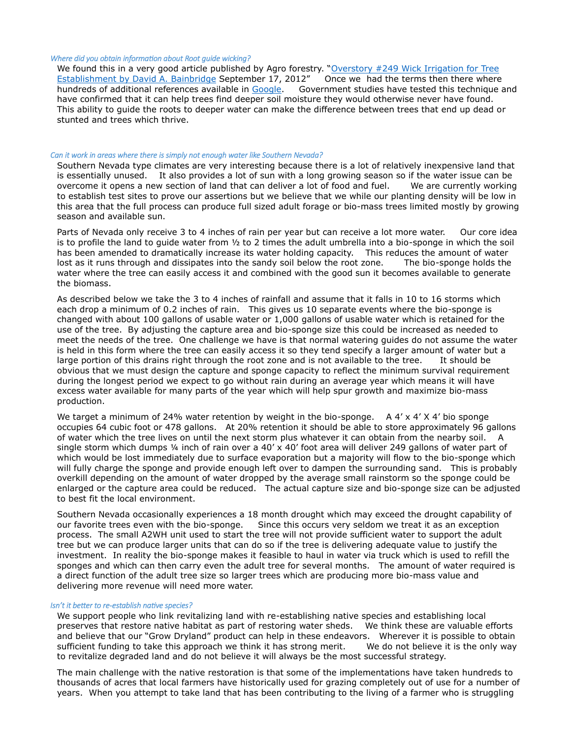*Where did you obtain information about Root guide wicking?*

We found this in a very good article published by Agro forestry. "[Overstory #249 Wick Irrigation for Tree Establishment by David A. Bainbridge](#) September 17, 2012" Once we had the terms then there where hundreds of additional references available in [Google](#). Government studies have tested this technique and have confirmed that it can help trees find deeper soil moisture they would otherwise never have found. This ability to guide the roots to deeper water can make the difference between trees that end up dead or stunted and trees which thrive.

*Can it work in areas where there is simply not enough water like Southern Nevada?*

Southern Nevada type climates are very interesting because there is a lot of relatively inexpensive land that is essentially unused. It also provides a lot of sun with a long growing season so if the water issue can be overcome it opens a new section of land that can deliver a lot of food and fuel. We are currently working to establish test sites to prove our assertions but we believe that we while our planting density will be low in this area that the full process can produce full sized adult forage or bio-mass trees limited mostly by growing season and available sun.

Parts of Nevada only receive 3 to 4 inches of rain per year but can receive a lot more water. Our core idea is to profile the land to guide water from ½ to 2 times the adult umbrella into a bio-sponge in which the soil has been amended to dramatically increase its water holding capacity. This reduces the amount of water lost as it runs through and dissipates into the sandy soil below the root zone. The bio-sponge holds the water where the tree can easily access it and combined with the good sun it becomes available to generate the biomass.

As described below we take the 3 to 4 inches of rainfall and assume that it falls in 10 to 16 storms which each drop a minimum of 0.2 inches of rain. This gives us 10 separate events where the bio-sponge is changed with about 100 gallons of usable water or 1,000 gallons of usable water which is retained for the use of the tree. By adjusting the capture area and bio-sponge size this could be increased as needed to meet the needs of the tree. One challenge we have is that normal watering guides do not assume the water is held in this form where the tree can easily access it so they tend specify a larger amount of water but a large portion of this drains right through the root zone and is not available to the tree. It should be obvious that we must design the capture and sponge capacity to reflect the minimum survival requirement during the longest period we expect to go without rain during an average year which means it will have excess water available for many parts of the year which will help spur growth and maximize bio-mass production.

We target a minimum of 24% water retention by weight in the bio-sponge. A 4' x 4' X 4' bio sponge occupies 64 cubic foot or 478 gallons. At 20% retention it should be able to store approximately 96 gallons of water which the tree lives on until the next storm plus whatever it can obtain from the nearby soil. A single storm which dumps ¼ inch of rain over a 40' x 40' foot area will deliver 249 gallons of water part of which would be lost immediately due to surface evaporation but a majority will flow to the bio-sponge which will fully charge the sponge and provide enough left over to dampen the surrounding sand. This is probably overkill depending on the amount of water dropped by the average small rainstorm so the sponge could be enlarged or the capture area could be reduced. The actual capture size and bio-sponge size can be adjusted to best fit the local environment.

Southern Nevada occasionally experiences a 18 month drought which may exceed the drought capability of our favorite trees even with the bio-sponge. Since this occurs very seldom we treat it as an exception process. The small A2WH unit used to start the tree will not provide sufficient water to support the adult tree but we can produce larger units that can do so if the tree is delivering adequate value to justify the investment. In reality the bio-sponge makes it feasible to haul in water via truck which is used to refill the sponges and which can then carry even the adult tree for several months. The amount of water required is a direct function of the adult tree size so larger trees which are producing more bio-mass value and delivering more revenue will need more water.

*Isn't it better to re-establish native species?*

We support people who link revitalizing land with re-establishing native species and establishing local preserves that restore native habitat as part of restoring water sheds. We think these are valuable efforts and believe that our "Grow Dryland" product can help in these endeavors. Wherever it is possible to obtain sufficient funding to take this approach we think it has strong merit. We do not believe it is the only way to revitalize degraded land and do not believe it will always be the most successful strategy.

The main challenge with the native restoration is that some of the implementations have taken hundreds to thousands of acres that local farmers have historically used for grazing completely out of use for a number of years. When you attempt to take land that has been contributing to the living of a farmer who is struggling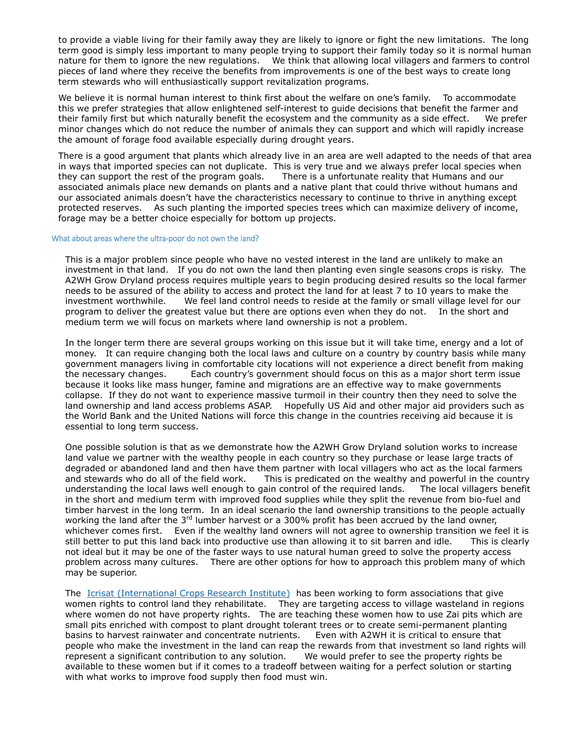to provide a viable living for their family away they are likely to ignore or fight the new limitations. The long term good is simply less important to many people trying to support their family today so it is normal human nature for them to ignore the new regulations. We think that allowing local villagers and farmers to control pieces of land where they receive the benefits from improvements is one of the best ways to create long term stewards who will enthusiastically support revitalization programs.

We believe it is normal human interest to think first about the welfare on one's family. To accommodate this we prefer strategies that allow enlightened self-interest to guide decisions that benefit the farmer and their family first but which naturally benefit the ecosystem and the community as a side effect. We prefer minor changes which do not reduce the number of animals they can support and which will rapidly increase the amount of forage food available especially during drought years.

There is a good argument that plants which already live in an area are well adapted to the needs of that area in ways that imported species can not duplicate. This is very true and we always prefer local species when they can support the rest of the program goals. There is a unfortunate reality that Humans and our associated animals place new demands on plants and a native plant that could thrive without humans and our associated animals doesn't have the characteristics necessary to continue to thrive in anything except protected reserves. As such planting the imported species trees which can maximize delivery of income, forage may be a better choice especially for bottom up projects.

### What about areas where the ultra-poor do not own the land?

This is a major problem since people who have no vested interest in the land are unlikely to make an investment in that land. If you do not own the land then planting even single seasons crops is risky. The A2WH Grow Dryland process requires multiple years to begin producing desired results so the local farmer needs to be assured of the ability to access and protect the land for at least 7 to 10 years to make the investment worthwhile. We feel land control needs to reside at the family or small village level for our program to deliver the greatest value but there are options even when they do not. In the short and medium term we will focus on markets where land ownership is not a problem.

In the longer term there are several groups working on this issue but it will take time, energy and a lot of money. It can require changing both the local laws and culture on a country by country basis while many government managers living in comfortable city locations will not experience a direct benefit from making the necessary changes. Each country's government should focus on this as a major short term issue because it looks like mass hunger, famine and migrations are an effective way to make governments collapse. If they do not want to experience massive turmoil in their country then they need to solve the land ownership and land access problems ASAP. Hopefully US Aid and other major aid providers such as the World Bank and the United Nations will force this change in the countries receiving aid because it is essential to long term success.

One possible solution is that as we demonstrate how the A2WH Grow Dryland solution works to increase land value we partner with the wealthy people in each country so they purchase or lease large tracts of degraded or abandoned land and then have them partner with local villagers who act as the local farmers and stewards who do all of the field work. This is predicated on the wealthy and powerful in the country understanding the local laws well enough to gain control of the required lands. The local villagers benefit in the short and medium term with improved food supplies while they split the revenue from bio-fuel and timber harvest in the long term. In an ideal scenario the land ownership transitions to the people actually working the land after the 3rd lumber harvest or a 300% profit has been accrued by the land owner, whichever comes first. Even if the wealthy land owners will not agree to ownership transition we feel it is still better to put this land back into productive use than allowing it to sit barren and idle. This is clearly not ideal but it may be one of the faster ways to use natural human greed to solve the property access problem across many cultures. There are other options for how to approach this problem many of which may be superior.

The [Icrisat (International Crops Research Institute)](Icrisat (International Crops Research Institute)) has been working to form associations that give women rights to control land they rehabilitate. They are targeting access to village wasteland in regions where women do not have property rights. The are teaching these women how to use Zai pits which are small pits enriched with compost to plant drought tolerant trees or to create semi-permanent planting basins to harvest rainwater and concentrate nutrients. Even with A2WH it is critical to ensure that people who make the investment in the land can reap the rewards from that investment so land rights will represent a significant contribution to any solution. We would prefer to see the property rights be available to these women but if it comes to a tradeoff between waiting for a perfect solution or starting with what works to improve food supply then food must win.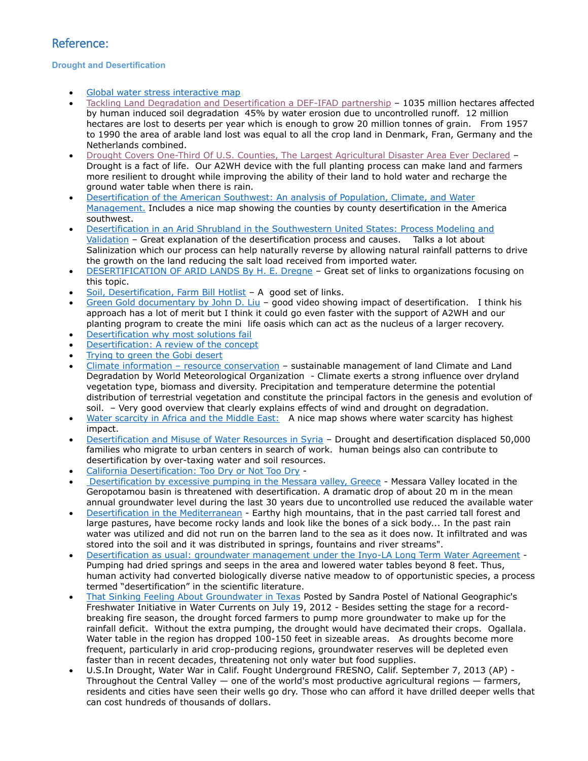## Reference:

### Drought and Desertification

- Global water stress interactive map
- Tackling Land Degradation and Desertification a DEF-IFAD partnership – 1035 million hectares affected by human induced soil degradation 45% by water erosion due to uncontrolled runoff. 12 million hectares are lost to deserts per year which is enough to grow 20 million tonnes of grain. From 1957 to 1990 the area of arable land lost was equal to all the crop land in Denmark, Fran, Germany and the Netherlands combined.
- Drought Covers One-Third Of U.S. Counties, The Largest Agricultural Disaster Area Ever Declared – Drought is a fact of life. Our A2WH device with the full planting process can make land and farmers more resilient to drought while improving the ability of their land to hold water and recharge the ground water table when there is rain.
- Desertification of the American Southwest: An analysis of Population, Climate, and Water Management. Includes a nice map showing the counties by county desertification in the America southwest.
- Desertification in an Arid Shrubland in the Southwestern United States: Process Modeling and Validation – Great explanation of the desertification process and causes. Talks a lot about Salinization which our process can help naturally reverse by allowing natural rainfall patterns to drive the growth on the land reducing the salt load received from imported water.
- DESERTIFICATION OF ARID LANDS By H. E. Dregne – Great set of links to organizations focusing on this topic.
- Soil, Desertification, Farm Bill Hotlist – A good set of links.
- Green Gold documentary by John D. Liu – good video showing impact of desertification. I think his approach has a lot of merit but I think it could go even faster with the support of A2WH and our planting program to create the mini life oasis which can act as the nucleus of a larger recovery.
- Desertification why most solutions fail
- Desertification: A review of the concept
- Trying to green the Gobi desert
- Climate information – resource conservation – sustainable management of land Climate and Land Degradation by World Meteorological Organization - Climate exerts a strong influence over dryland vegetation type, biomass and diversity. Precipitation and temperature determine the potential distribution of terrestrial vegetation and constitute the principal factors in the genesis and evolution of soil. – Very good overview that clearly explains effects of wind and drought on degradation.
- Water scarcity in Africa and the Middle East: A nice map shows where water scarcity has highest impact.
- Desertification and Misuse of Water Resources in Syria – Drought and desertification displaced 50,000 families who migrate to urban centers in search of work. human beings also can contribute to desertification by over-taxing water and soil resources.
- California Desertification: Too Dry or Not Too Dry -
- Desertification by excessive pumping in the Messara valley, Greece - Messara Valley located in the Geropotamou basin is threatened with desertification. A dramatic drop of about 20 m in the mean annual groundwater level during the last 30 years due to uncontrolled use reduced the available water
- Desertification in the Mediterranean - Earthy high mountains, that in the past carried tall forest and large pastures, have become rocky lands and look like the bones of a sick body... In the past rain water was utilized and did not run on the barren land to the sea as it does now. It infiltrated and was stored into the soil and it was distributed in springs, fountains and river streams".
- Desertification as usual: groundwater management under the Inyo-LA Long Term Water Agreement - Pumping had dried springs and seeps in the area and lowered water tables beyond 8 feet. Thus, human activity had converted biologically diverse native meadow to of opportunistic species, a process termed "desertification" in the scientific literature.
- That Sinking Feeling About Groundwater in Texas Posted by Sandra Postel of National Geographic's Freshwater Initiative in Water Currents on July 19, 2012 - Besides setting the stage for a record-breaking fire season, the drought forced farmers to pump more groundwater to make up for the rainfall deficit. Without the extra pumping, the drought would have decimated their crops. Ogallala. Water table in the region has dropped 100-150 feet in sizeable areas. As droughts become more frequent, particularly in arid crop-producing regions, groundwater reserves will be depleted even faster than in recent decades, threatening not only water but food supplies.
- U.S.In Drought, Water War in Calif. Fought Underground FRESNO, Calif. September 7, 2013 (AP) - Throughout the Central Valley — one of the world's most productive agricultural regions — farmers, residents and cities have seen their wells go dry. Those who can afford it have drilled deeper wells that can cost hundreds of thousands of dollars.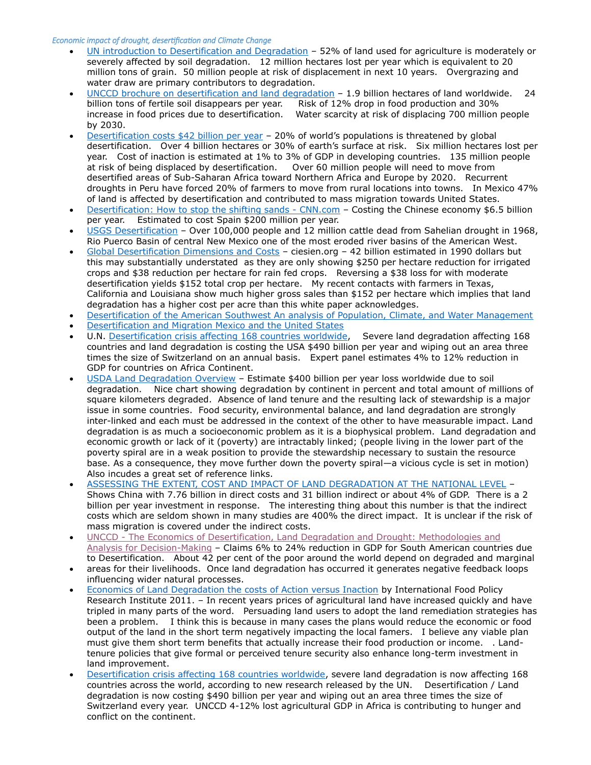*Economic impact of drought, desertification and Climate Change*

- UN introduction to Desertification and Degradation – 52% of land used for agriculture is moderately or severely affected by soil degradation. 12 million hectares lost per year which is equivalent to 20 million tons of grain. 50 million people at risk of displacement in next 10 years. Overgrazing and water draw are primary contributors to degradation.
- UNCCD brochure on desertification and land degradation – 1.9 billion hectares of land worldwide. 24 billion tons of fertile soil disappears per year. Risk of 12% drop in food production and 30% increase in food prices due to desertification. Water scarcity at risk of displacing 700 million people by 2030.
- Desertification costs $42 billion per year – 20% of world's populations is threatened by global desertification. Over 4 billion hectares or 30% of earth's surface at risk. Six million hectares lost per year. Cost of inaction is estimated at 1% to 3% of GDP in developing countries. 135 million people at risk of being displaced by desertification. Over 60 million people will need to move from desertified areas of Sub-Saharan Africa toward Northern Africa and Europe by 2020. Recurrent droughts in Peru have forced 20% of farmers to move from rural locations into towns. In Mexico 47% of land is affected by desertification and contributed to mass migration towards United States.
- Desertification: How to stop the shifting sands - CNN.com – Costing the Chinese economy $6.5 billion per year. Estimated to cost Spain $200 million per year.
- USGS Desertification – Over 100,000 people and 12 million cattle dead from Sahelian drought in 1968, Rio Puerco Basin of central New Mexico one of the most eroded river basins of the American West.
- Global Desertification Dimensions and Costs – ciesien.org – 42 billion estimated in 1990 dollars but this may substantially understated as they are only showing $250 per hectare reduction for irrigated crops and $38 reduction per hectare for rain fed crops. Reversing a $38 loss for with moderate desertification yields $152 total crop per hectare. My recent contacts with farmers in Texas, California and Louisiana show much higher gross sales than $152 per hectare which implies that land degradation has a higher cost per acre than this white paper acknowledges.
- Desertification of the American Southwest An analysis of Population, Climate, and Water Management
- Desertification and Migration Mexico and the United States
- U.N. Desertification crisis affecting 168 countries worldwide, Severe land degradation affecting 168 countries and land degradation is costing the USA $490 billion per year and wiping out an area three times the size of Switzerland on an annual basis. Expert panel estimates 4% to 12% reduction in GDP for countries on Africa Continent.
- USDA Land Degradation Overview – Estimate $400 billion per year loss worldwide due to soil degradation. Nice chart showing degradation by continent in percent and total amount of millions of square kilometers degraded. Absence of land tenure and the resulting lack of stewardship is a major issue in some countries. Food security, environmental balance, and land degradation are strongly inter-linked and each must be addressed in the context of the other to have measurable impact. Land degradation is as much a socioeconomic problem as it is a biophysical problem. Land degradation and economic growth or lack of it (poverty) are intractably linked; (people living in the lower part of the poverty spiral are in a weak position to provide the stewardship necessary to sustain the resource base. As a consequence, they move further down the poverty spiral—a vicious cycle is set in motion) Also incudes a great set of reference links.
- ASSESSING THE EXTENT, COST AND IMPACT OF LAND DEGRADATION AT THE NATIONAL LEVEL – Shows China with 7.76 billion in direct costs and 31 billion indirect or about 4% of GDP. There is a 2 billion per year investment in response. The interesting thing about this number is that the indirect costs which are seldom shown in many studies are 400% the direct impact. It is unclear if the risk of mass migration is covered under the indirect costs.
- UNCCD - The Economics of Desertification, Land Degradation and Drought: Methodologies and Analysis for Decision-Making – Claims 6% to 24% reduction in GDP for South American countries due to Desertification. About 42 per cent of the poor around the world depend on degraded and marginal
- areas for their livelihoods. Once land degradation has occurred it generates negative feedback loops influencing wider natural processes.
- Economics of Land Degradation the costs of Action versus Inaction by International Food Policy Research Institute 2011. – In recent years prices of agricultural land have increased quickly and have tripled in many parts of the word. Persuading land users to adopt the land remediation strategies has been a problem. I think this is because in many cases the plans would reduce the economic or food output of the land in the short term negatively impacting the local famers. I believe any viable plan must give them short term benefits that actually increase their food production or income. . Land-tenure policies that give formal or perceived tenure security also enhance long-term investment in land improvement.
- Desertification crisis affecting 168 countries worldwide, severe land degradation is now affecting 168 countries across the world, according to new research released by the UN. Desertification / Land degradation is now costing $490 billion per year and wiping out an area three times the size of Switzerland every year. UNCCD 4-12% lost agricultural GDP in Africa is contributing to hunger and conflict on the continent.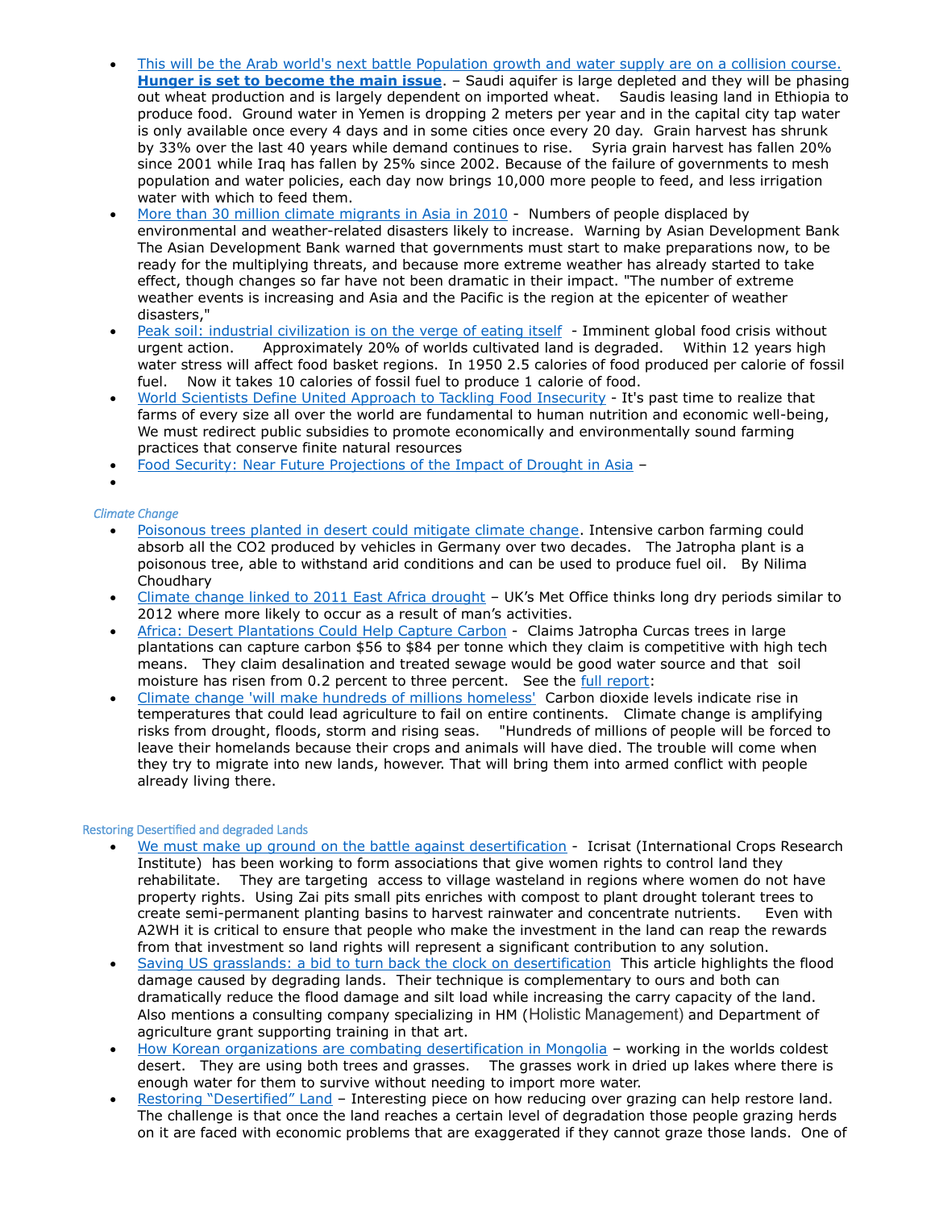- This will be the Arab world's next battle Population growth and water supply are on a collision course. **Hunger is set to become the main issue**. – Saudi aquifer is large depleted and they will be phasing out wheat production and is largely dependent on imported wheat. Saudis leasing land in Ethiopia to produce food. Ground water in Yemen is dropping 2 meters per year and in the capital city tap water is only available once every 4 days and in some cities once every 20 day. Grain harvest has shrunk by 33% over the last 40 years while demand continues to rise. Syria grain harvest has fallen 20% since 2001 while Iraq has fallen by 25% since 2002. Because of the failure of governments to mesh population and water policies, each day now brings 10,000 more people to feed, and less irrigation water with which to feed them.
- More than 30 million climate migrants in Asia in 2010 - Numbers of people displaced by environmental and weather-related disasters likely to increase. Warning by Asian Development Bank The Asian Development Bank warned that governments must start to make preparations now, to be ready for the multiplying threats, and because more extreme weather has already started to take effect, though changes so far have not been dramatic in their impact. "The number of extreme weather events is increasing and Asia and the Pacific is the region at the epicenter of weather disasters,"
- Peak soil: industrial civilization is on the verge of eating itself - Imminent global food crisis without urgent action. Approximately 20% of worlds cultivated land is degraded. Within 12 years high water stress will affect food basket regions. In 1950 2.5 calories of food produced per calorie of fossil fuel. Now it takes 10 calories of fossil fuel to produce 1 calorie of food.
- World Scientists Define United Approach to Tackling Food Insecurity - It's past time to realize that farms of every size all over the world are fundamental to human nutrition and economic well-being, We must redirect public subsidies to promote economically and environmentally sound farming practices that conserve finite natural resources
- Food Security: Near Future Projections of the Impact of Drought in Asia –
-

*Climate Change*

- Poisonous trees planted in desert could mitigate climate change. Intensive carbon farming could absorb all the CO2 produced by vehicles in Germany over two decades. The Jatropha plant is a poisonous tree, able to withstand arid conditions and can be used to produce fuel oil. By Nilima Choudhary
- Climate change linked to 2011 East Africa drought – UK's Met Office thinks long dry periods similar to 2012 where more likely to occur as a result of man's activities.
- Africa: Desert Plantations Could Help Capture Carbon - Claims Jatropha Curcas trees in large plantations can capture carbon $56 to $84 per tonne which they claim is competitive with high tech means. They claim desalination and treated sewage would be good water source and that soil moisture has risen from 0.2 percent to three percent. See the full report:
- Climate change 'will make hundreds of millions homeless' Carbon dioxide levels indicate rise in temperatures that could lead agriculture to fail on entire continents. Climate change is amplifying risks from drought, floods, storm and rising seas. "Hundreds of millions of people will be forced to leave their homelands because their crops and animals will have died. The trouble will come when they try to migrate into new lands, however. That will bring them into armed conflict with people already living there.

Restoring Desertified and degraded Lands

- We must make up ground on the battle against desertification - Icrisat (International Crops Research Institute) has been working to form associations that give women rights to control land they rehabilitate. They are targeting access to village wasteland in regions where women do not have property rights. Using Zai pits small pits enriches with compost to plant drought tolerant trees to create semi-permanent planting basins to harvest rainwater and concentrate nutrients. Even with A2WH it is critical to ensure that people who make the investment in the land can reap the rewards from that investment so land rights will represent a significant contribution to any solution.
- Saving US grasslands: a bid to turn back the clock on desertification This article highlights the flood damage caused by degrading lands. Their technique is complementary to ours and both can dramatically reduce the flood damage and silt load while increasing the carry capacity of the land. Also mentions a consulting company specializing in HM (Holistic Management) and Department of agriculture grant supporting training in that art.
- How Korean organizations are combating desertification in Mongolia – working in the worlds coldest desert. They are using both trees and grasses. The grasses work in dried up lakes where there is enough water for them to survive without needing to import more water.
- Restoring "Desertified" Land – Interesting piece on how reducing over grazing can help restore land. The challenge is that once the land reaches a certain level of degradation those people grazing herds on it are faced with economic problems that are exaggerated if they cannot graze those lands. One of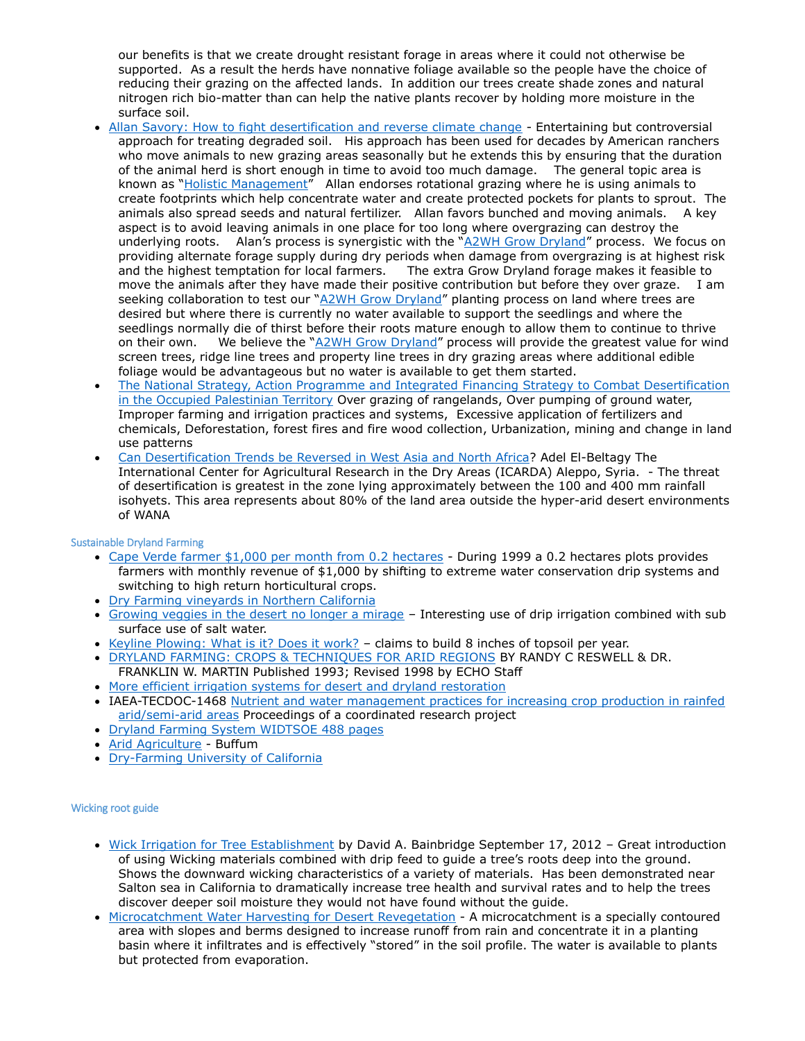our benefits is that we create drought resistant forage in areas where it could not otherwise be supported. As a result the herds have nonnative foliage available so the people have the choice of reducing their grazing on the affected lands. In addition our trees create shade zones and natural nitrogen rich bio-matter than can help the native plants recover by holding more moisture in the surface soil.

- Allan Savory: How to fight desertification and reverse climate change - Entertaining but controversial approach for treating degraded soil. His approach has been used for decades by American ranchers who move animals to new grazing areas seasonally but he extends this by ensuring that the duration of the animal herd is short enough in time to avoid too much damage. The general topic area is known as "Holistic Management" Allan endorses rotational grazing where he is using animals to create footprints which help concentrate water and create protected pockets for plants to sprout. The animals also spread seeds and natural fertilizer. Allan favors bunched and moving animals. A key aspect is to avoid leaving animals in one place for too long where overgrazing can destroy the underlying roots. Alan's process is synergistic with the "A2WH Grow Dryland" process. We focus on providing alternate forage supply during dry periods when damage from overgrazing is at highest risk and the highest temptation for local farmers. The extra Grow Dryland forage makes it feasible to move the animals after they have made their positive contribution but before they over graze. I am seeking collaboration to test our "A2WH Grow Dryland" planting process on land where trees are desired but where there is currently no water available to support the seedlings and where the seedlings normally die of thirst before their roots mature enough to allow them to continue to thrive on their own. We believe the "A2WH Grow Dryland" process will provide the greatest value for wind screen trees, ridge line trees and property line trees in dry grazing areas where additional edible foliage would be advantageous but no water is available to get them started.
- The National Strategy, Action Programme and Integrated Financing Strategy to Combat Desertification in the Occupied Palestinian Territory Over grazing of rangelands, Over pumping of ground water, Improper farming and irrigation practices and systems, Excessive application of fertilizers and chemicals, Deforestation, forest fires and fire wood collection, Urbanization, mining and change in land use patterns
- Can Desertification Trends be Reversed in West Asia and North Africa? Adel El-Beltagy The International Center for Agricultural Research in the Dry Areas (ICARDA) Aleppo, Syria. - The threat of desertification is greatest in the zone lying approximately between the 100 and 400 mm rainfall isohyets. This area represents about 80% of the land area outside the hyper-arid desert environments of WANA

### Sustainable Dryland Farming

- Cape Verde farmer $1,000 per month from 0.2 hectares - During 1999 a 0.2 hectares plots provides farmers with monthly revenue of $1,000 by shifting to extreme water conservation drip systems and switching to high return horticultural crops.
- Dry Farming vineyards in Northern California
- Growing veggies in the desert no longer a mirage – Interesting use of drip irrigation combined with sub surface use of salt water.
- Keyline Plowing: What is it? Does it work? – claims to build 8 inches of topsoil per year.
- DRYLAND FARMING: CROPS & TECHNIQUES FOR ARID REGIONS BY RANDY C RESWELL & DR. FRANKLIN W. MARTIN Published 1993; Revised 1998 by ECHO Staff
- More efficient irrigation systems for desert and dryland restoration
- IAEA-TECDOC-1468 Nutrient and water management practices for increasing crop production in rainfed arid/semi-arid areas Proceedings of a coordinated research project
- Dryland Farming System WIDTSOE 488 pages
- Arid Agriculture - Buffum
- Dry-Farming University of California

### Wicking root guide

- Wick Irrigation for Tree Establishment by David A. Bainbridge September 17, 2012 – Great introduction of using Wicking materials combined with drip feed to guide a tree's roots deep into the ground. Shows the downward wicking characteristics of a variety of materials. Has been demonstrated near Salton sea in California to dramatically increase tree health and survival rates and to help the trees discover deeper soil moisture they would not have found without the guide.
- Microcatchment Water Harvesting for Desert Revegetation - A microcatchment is a specially contoured area with slopes and berms designed to increase runoff from rain and concentrate it in a planting basin where it infiltrates and is effectively "stored" in the soil profile. The water is available to plants but protected from evaporation.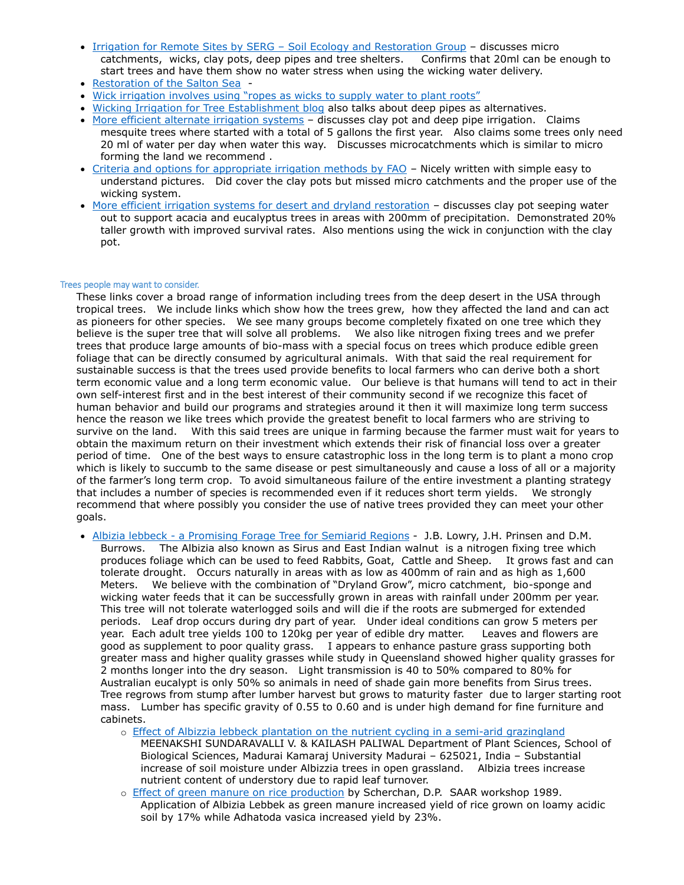- Irrigation for Remote Sites by SERG – Soil Ecology and Restoration Group – discusses micro catchments, wicks, clay pots, deep pipes and tree shelters. Confirms that 20ml can be enough to start trees and have them show no water stress when using the wicking water delivery.
- Restoration of the Salton Sea -
- Wick irrigation involves using "ropes as wicks to supply water to plant roots"
- Wicking Irrigation for Tree Establishment blog also talks about deep pipes as alternatives.
- More efficient alternate irrigation systems – discusses clay pot and deep pipe irrigation. Claims mesquite trees where started with a total of 5 gallons the first year. Also claims some trees only need 20 ml of water per day when water this way. Discusses microcatchments which is similar to micro forming the land we recommend .
- Criteria and options for appropriate irrigation methods by FAO – Nicely written with simple easy to understand pictures. Did cover the clay pots but missed micro catchments and the proper use of the wicking system.
- More efficient irrigation systems for desert and dryland restoration – discusses clay pot seeping water out to support acacia and eucalyptus trees in areas with 200mm of precipitation. Demonstrated 20% taller growth with improved survival rates. Also mentions using the wick in conjunction with the clay pot.

### Trees people may want to consider.

These links cover a broad range of information including trees from the deep desert in the USA through tropical trees. We include links which show how the trees grew, how they affected the land and can act as pioneers for other species. We see many groups become completely fixated on one tree which they believe is the super tree that will solve all problems. We also like nitrogen fixing trees and we prefer trees that produce large amounts of bio-mass with a special focus on trees which produce edible green foliage that can be directly consumed by agricultural animals. With that said the real requirement for sustainable success is that the trees used provide benefits to local farmers who can derive both a short term economic value and a long term economic value. Our believe is that humans will tend to act in their own self-interest first and in the best interest of their community second if we recognize this facet of human behavior and build our programs and strategies around it then it will maximize long term success hence the reason we like trees which provide the greatest benefit to local farmers who are striving to survive on the land. With this said trees are unique in farming because the farmer must wait for years to obtain the maximum return on their investment which extends their risk of financial loss over a greater period of time. One of the best ways to ensure catastrophic loss in the long term is to plant a mono crop which is likely to succumb to the same disease or pest simultaneously and cause a loss of all or a majority of the farmer's long term crop. To avoid simultaneous failure of the entire investment a planting strategy that includes a number of species is recommended even if it reduces short term yields. We strongly recommend that where possibly you consider the use of native trees provided they can meet your other goals.

- Albizia lebbeck - a Promising Forage Tree for Semiarid Regions - J.B. Lowry, J.H. Prinsen and D.M. Burrows. The Albizia also known as Sirus and East Indian walnut is a nitrogen fixing tree which produces foliage which can be used to feed Rabbits, Goat, Cattle and Sheep. It grows fast and can tolerate drought. Occurs naturally in areas with as low as 400mm of rain and as high as 1,600 Meters. We believe with the combination of "Dryland Grow", micro catchment, bio-sponge and wicking water feeds that it can be successfully grown in areas with rainfall under 200mm per year. This tree will not tolerate waterlogged soils and will die if the roots are submerged for extended periods. Leaf drop occurs during dry part of year. Under ideal conditions can grow 5 meters per year. Each adult tree yields 100 to 120kg per year of edible dry matter. Leaves and flowers are good as supplement to poor quality grass. I appears to enhance pasture grass supporting both greater mass and higher quality grasses while study in Queensland showed higher quality grasses for 2 months longer into the dry season. Light transmission is 40 to 50% compared to 80% for Australian eucalypt is only 50% so animals in need of shade gain more benefits from Sirus trees. Tree regrows from stump after lumber harvest but grows to maturity faster due to larger starting root mass. Lumber has specific gravity of 0.55 to 0.60 and is under high demand for fine furniture and cabinets.
  - Effect of Albizzia lebbeck plantation on the nutrient cycling in a semi-arid grazingland MEENAKSHI SUNDARAVALLI V. & KAILASH PALIWAL Department of Plant Sciences, School of Biological Sciences, Madurai Kamaraj University Madurai – 625021, India – Substantial increase of soil moisture under Albizzia trees in open grassland. Albizzia trees increase nutrient content of understory due to rapid leaf turnover.
  - Effect of green manure on rice production by Scherchan, D.P. SAAR workshop 1989. Application of Albizia Lebbek as green manure increased yield of rice grown on loamy acidic soil by 17% while Adhatoda vasica increased yield by 23%.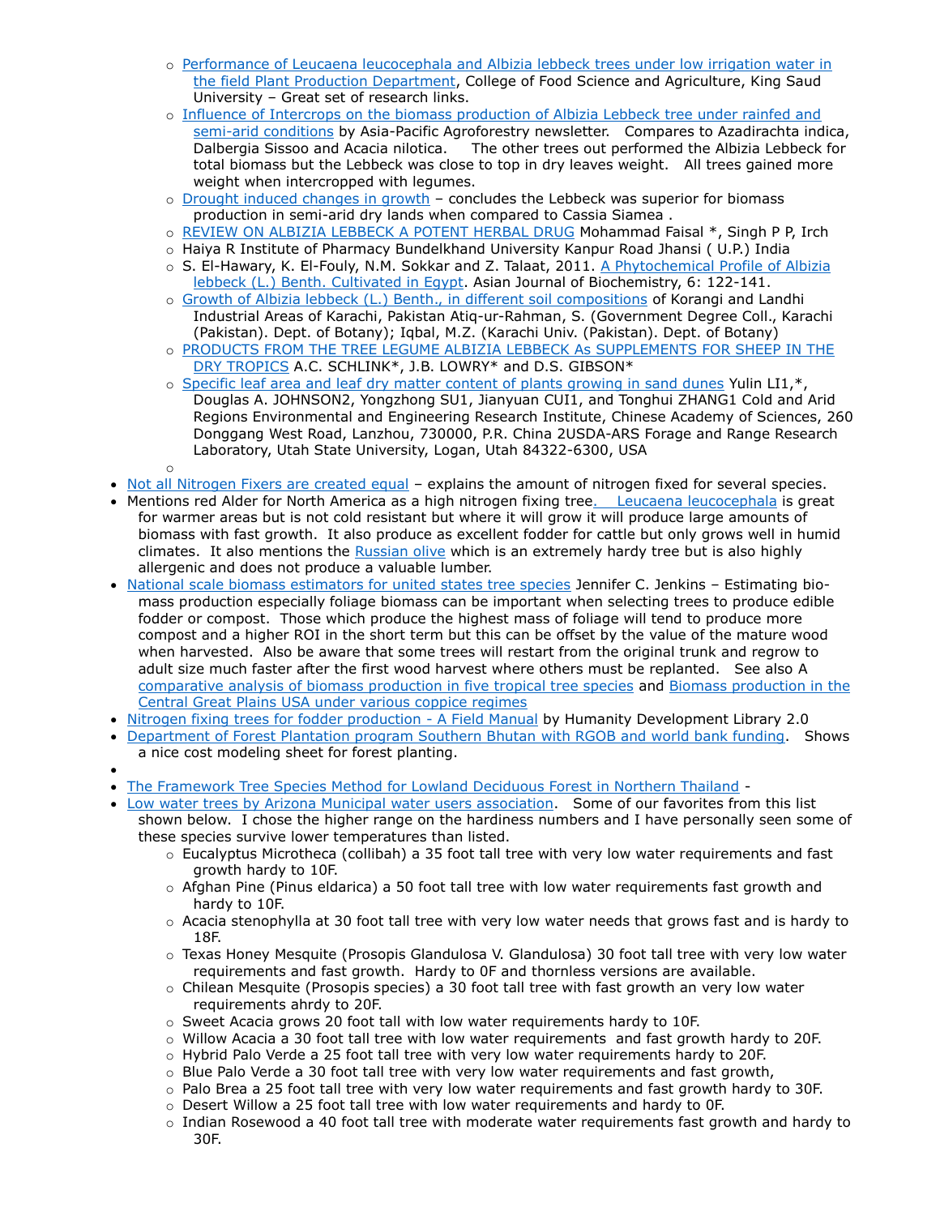- Performance of Leucaena leucocephala and Albizia lebbeck trees under low irrigation water in the field Plant Production Department, College of Food Science and Agriculture, King Saud University – Great set of research links.
    - Influence of Intercrops on the biomass production of Albizia Lebbeck tree under rainfed and semi-arid conditions by Asia-Pacific Agroforestry newsletter. Compares to Azadirachta indica, Dalbergia Sissoo and Acacia nilotica. The other trees out performed the Albizia Lebbeck for total biomass but the Lebbeck was close to top in dry leaves weight. All trees gained more weight when intercropped with legumes.
    - Drought induced changes in growth – concludes the Lebbeck was superior for biomass production in semi-arid dry lands when compared to Cassia Siamea .
    - REVIEW ON ALBIZIA LEBBECK A POTENT HERBAL DRUG Mohammad Faisal *, Singh P P, Irch
    - Haiya R Institute of Pharmacy Bundelkhand University Kanpur Road Jhansi ( U.P.) India
    - S. El-Hawary, K. El-Fouly, N.M. Sokkar and Z. Talaat, 2011. A Phytochemical Profile of Albizia lebbeck (L.) Benth. Cultivated in Egypt. Asian Journal of Biochemistry, 6: 122-141.
    - Growth of Albizia lebbeck (L.) Benth., in different soil compositions of Korangi and Landhi Industrial Areas of Karachi, Pakistan Atiq-ur-Rahman, S. (Government Degree Coll., Karachi (Pakistan). Dept. of Botany); Iqbal, M.Z. (Karachi Univ. (Pakistan). Dept. of Botany)
    - PRODUCTS FROM THE TREE LEGUME ALBIZIA LEBBECK As SUPPLEMENTS FOR SHEEP IN THE DRY TROPICS A.C. SCHLINK*, J.B. LOWRY* and D.S. GIBSON*
    - Specific leaf area and leaf dry matter content of plants growing in sand dunes Yulin LI1,*, Douglas A. JOHNSON2, Yongzhong SU1, Jianyuan CUI1, and Tonghui ZHANG1 Cold and Arid Regions Environmental and Engineering Research Institute, Chinese Academy of Sciences, 260 Donggang West Road, Lanzhou, 730000, P.R. China 2USDA-ARS Forage and Range Research Laboratory, Utah State University, Logan, Utah 84322-6300, USA
    - 

- Not all Nitrogen Fixers are created equal – explains the amount of nitrogen fixed for several species.
- Mentions red Alder for North America as a high nitrogen fixing tree. Leucaena leucocephala is great for warmer areas but is not cold resistant but where it will grow it will produce large amounts of biomass with fast growth. It also produce as excellent fodder for cattle but only grows well in humid climates. It also mentions the Russian olive which is an extremely hardy tree but is also highly allergenic and does not produce a valuable lumber.
- National scale biomass estimators for united states tree species Jennifer C. Jenkins – Estimating bio-mass production especially foliage biomass can be important when selecting trees to produce edible fodder or compost. Those which produce the highest mass of foliage will tend to produce more compost and a higher ROI in the short term but this can be offset by the value of the mature wood when harvested. Also be aware that some trees will restart from the original trunk and regrow to adult size much faster after the first wood harvest where others must be replanted. See also A comparative analysis of biomass production in five tropical tree species and Biomass production in the Central Great Plains USA under various coppice regimes
- Nitrogen fixing trees for fodder production - A Field Manual by Humanity Development Library 2.0
- Department of Forest Plantation program Southern Bhutan with RGOB and world bank funding. Shows a nice cost modeling sheet for forest planting.
- 
- The Framework Tree Species Method for Lowland Deciduous Forest in Northern Thailand -
- Low water trees by Arizona Municipal water users association. Some of our favorites from this list shown below. I chose the higher range on the hardiness numbers and I have personally seen some of these species survive lower temperatures than listed.
    - Eucalyptus Microtheca (collibah) a 35 foot tall tree with very low water requirements and fast growth hardy to 10F.
    - Afghan Pine (Pinus eldarica) a 50 foot tall tree with low water requirements fast growth and hardy to 10F.
    - Acacia stenophylla at 30 foot tall tree with very low water needs that grows fast and is hardy to 18F.
    - Texas Honey Mesquite (Prosopis Glandulosa V. Glandulosa) 30 foot tall tree with very low water requirements and fast growth. Hardy to 0F and thornless versions are available.
    - Chilean Mesquite (Prosopis species) a 30 foot tall tree with fast growth an very low water requirements ahrdy to 20F.
    - Sweet Acacia grows 20 foot tall with low water requirements hardy to 10F.
    - Willow Acacia a 30 foot tall tree with low water requirements and fast growth hardy to 20F.
    - Hybrid Palo Verde a 25 foot tall tree with very low water requirements hardy to 20F.
    - Blue Palo Verde a 30 foot tall tree with very low water requirements and fast growth,
    - Palo Brea a 25 foot tall tree with very low water requirements and fast growth hardy to 30F.
    - Desert Willow a 25 foot tall tree with low water requirements and hardy to 0F.
    - Indian Rosewood a 40 foot tall tree with moderate water requirements fast growth and hardy to 30F.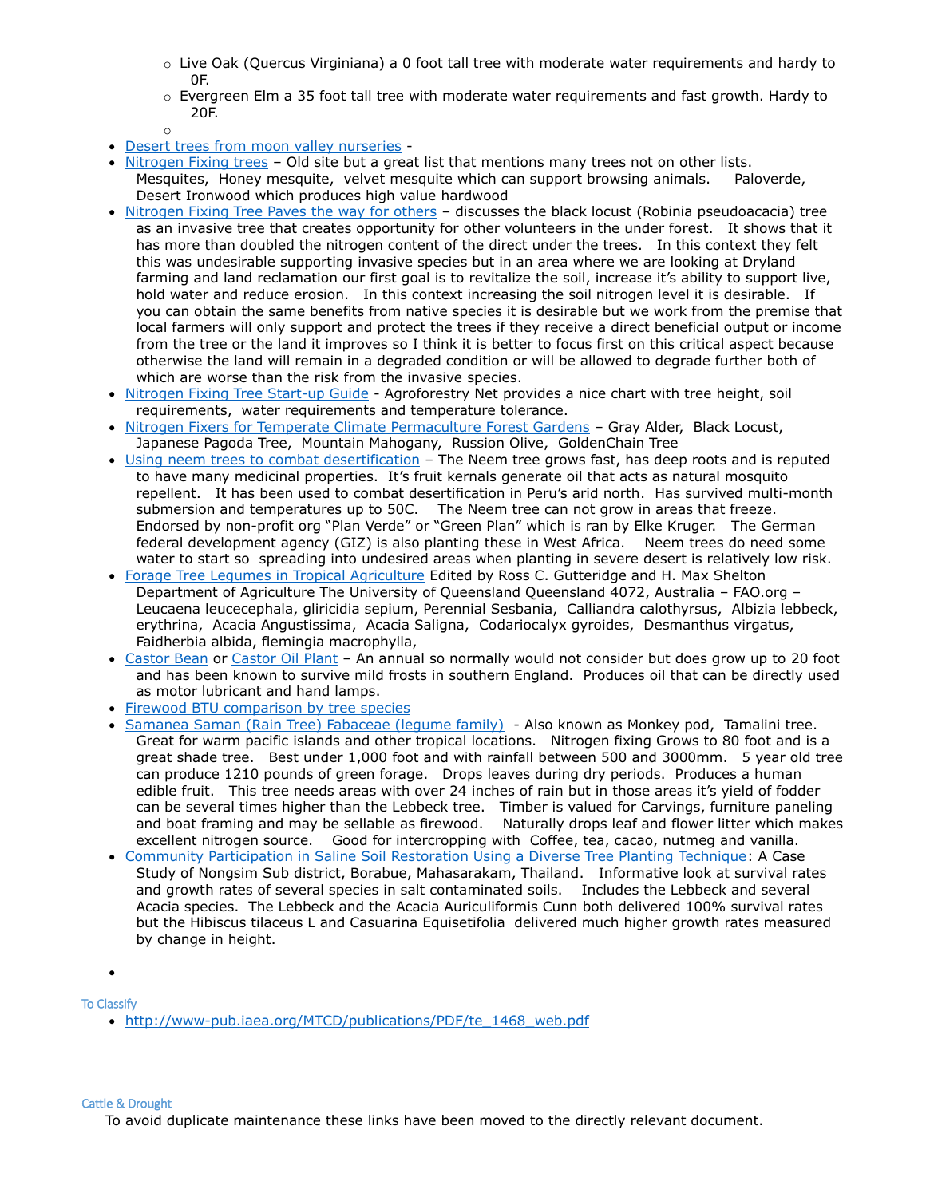- Live Oak (Quercus Virginiana) a 0 foot tall tree with moderate water requirements and hardy to 0F.
    - Evergreen Elm a 35 foot tall tree with moderate water requirements and fast growth. Hardy to 20F.
    - 

- Desert trees from moon valley nurseries -
- Nitrogen Fixing trees – Old site but a great list that mentions many trees not on other lists. Mesquites, Honey mesquite, velvet mesquite which can support browsing animals. Paloverde, Desert Ironwood which produces high value hardwood
- Nitrogen Fixing Tree Paves the way for others – discusses the black locust (Robinia pseudoacacia) tree as an invasive tree that creates opportunity for other volunteers in the under forest. It shows that it has more than doubled the nitrogen content of the direct under the trees. In this context they felt this was undesirable supporting invasive species but in an area where we are looking at Dryland farming and land reclamation our first goal is to revitalize the soil, increase it's ability to support live, hold water and reduce erosion. In this context increasing the soil nitrogen level it is desirable. If you can obtain the same benefits from native species it is desirable but we work from the premise that local farmers will only support and protect the trees if they receive a direct beneficial output or income from the tree or the land it improves so I think it is better to focus first on this critical aspect because otherwise the land will remain in a degraded condition or will be allowed to degrade further both of which are worse than the risk from the invasive species.
- Nitrogen Fixing Tree Start-up Guide - Agroforestry Net provides a nice chart with tree height, soil requirements, water requirements and temperature tolerance.
- Nitrogen Fixers for Temperate Climate Permaculture Forest Gardens – Gray Alder, Black Locust, Japanese Pagoda Tree, Mountain Mahogany, Russion Olive, GoldenChain Tree
- Using neem trees to combat desertification – The Neem tree grows fast, has deep roots and is reputed to have many medicinal properties. It's fruit kernals generate oil that acts as natural mosquito repellent. It has been used to combat desertification in Peru's arid north. Has survived multi-month submersion and temperatures up to 50C. The Neem tree can not grow in areas that freeze. Endorsed by non-profit org "Plan Verde" or "Green Plan" which is ran by Elke Kruger. The German federal development agency (GIZ) is also planting these in West Africa. Neem trees do need some water to start so spreading into undesired areas when planting in severe desert is relatively low risk.
- Forage Tree Legumes in Tropical Agriculture Edited by Ross C. Gutteridge and H. Max Shelton Department of Agriculture The University of Queensland Queensland 4072, Australia – FAO.org – Leucaena leucecephala, gliricidia sepium, Perennial Sesbania, Calliandra calothyrsus, Albizia lebbeck, erythrina, Acacia Angustissima, Acacia Saligna, Codariocalyx gyroides, Desmanthus virgatus, Faidherbia albida, flemingia macrophylla,
- Castor Bean or Castor Oil Plant – An annual so normally would not consider but does grow up to 20 foot and has been known to survive mild frosts in southern England. Produces oil that can be directly used as motor lubricant and hand lamps.
- Firewood BTU comparison by tree species
- Samanea Saman (Rain Tree) Fabaceae (legume family) - Also known as Monkey pod, Tamalini tree. Great for warm pacific islands and other tropical locations. Nitrogen fixing Grows to 80 foot and is a great shade tree. Best under 1,000 foot and with rainfall between 500 and 3000mm. 5 year old tree can produce 1210 pounds of green forage. Drops leaves during dry periods. Produces a human edible fruit. This tree needs areas with over 24 inches of rain but in those areas it's yield of fodder can be several times higher than the Lebbeck tree. Timber is valued for Carvings, furniture paneling and boat framing and may be sellable as firewood. Naturally drops leaf and flower litter which makes excellent nitrogen source. Good for intercropping with Coffee, tea, cacao, nutmeg and vanilla.
- Community Participation in Saline Soil Restoration Using a Diverse Tree Planting Technique: A Case Study of Nongsim Sub district, Borabue, Mahasarakam, Thailand. Informative look at survival rates and growth rates of several species in salt contaminated soils. Includes the Lebbeck and several Acacia species. The Lebbeck and the Acacia Auriculiformis Cunn both delivered 100% survival rates but the Hibiscus tilaceus L and Casuarina Equisetifolia delivered much higher growth rates measured by change in height.
- 

### To Classify

- http://www-pub.iaea.org/MTCD/publications/PDF/te_1468_web.pdf

### Cattle & Drought

To avoid duplicate maintenance these links have been moved to the directly relevant document.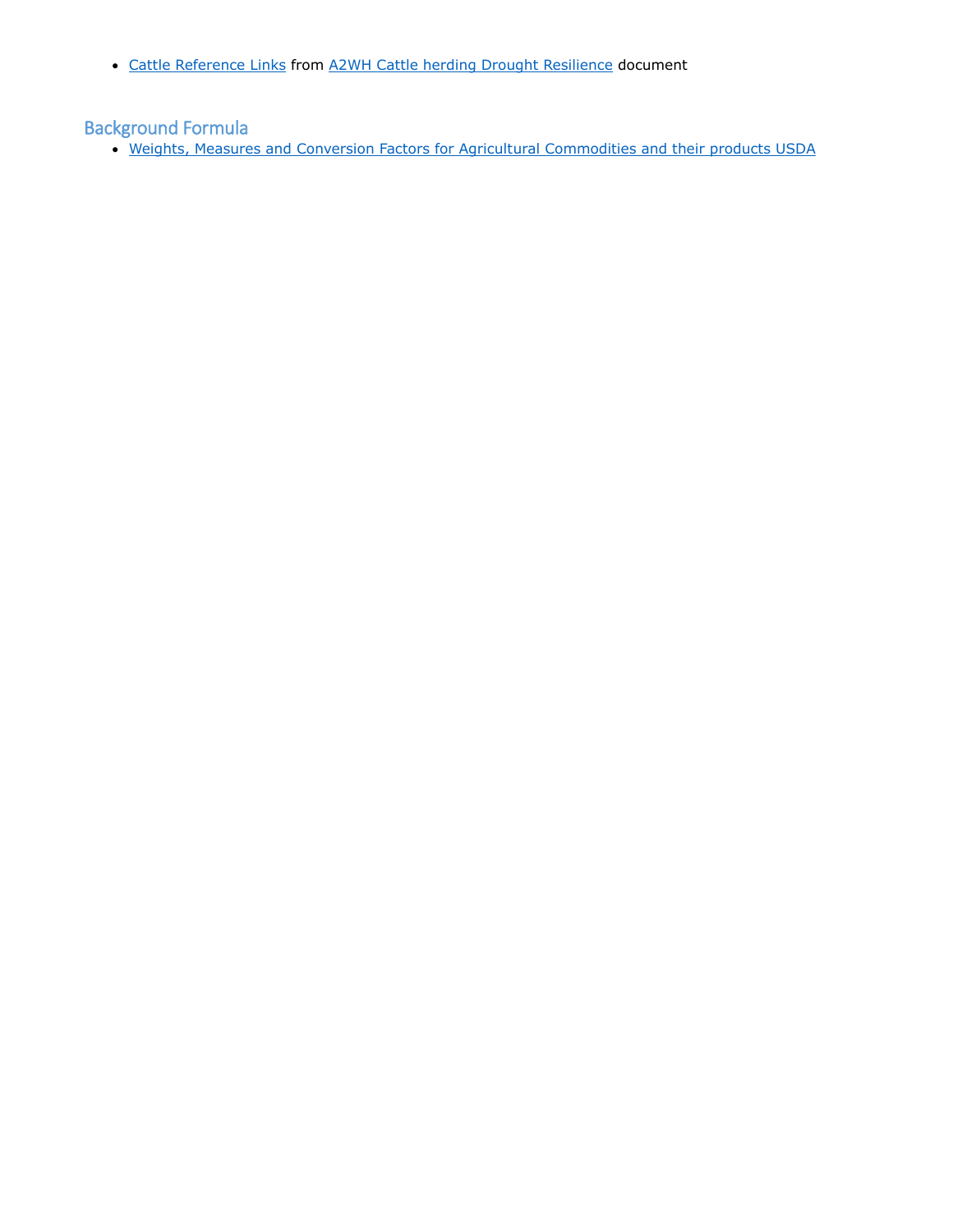- [Cattle Reference Links]() from [A2WH Cattle herding Drought Resilience]() document

## Background Formula

- [Weights, Measures and Conversion Factors for Agricultural Commodities and their products USDA]()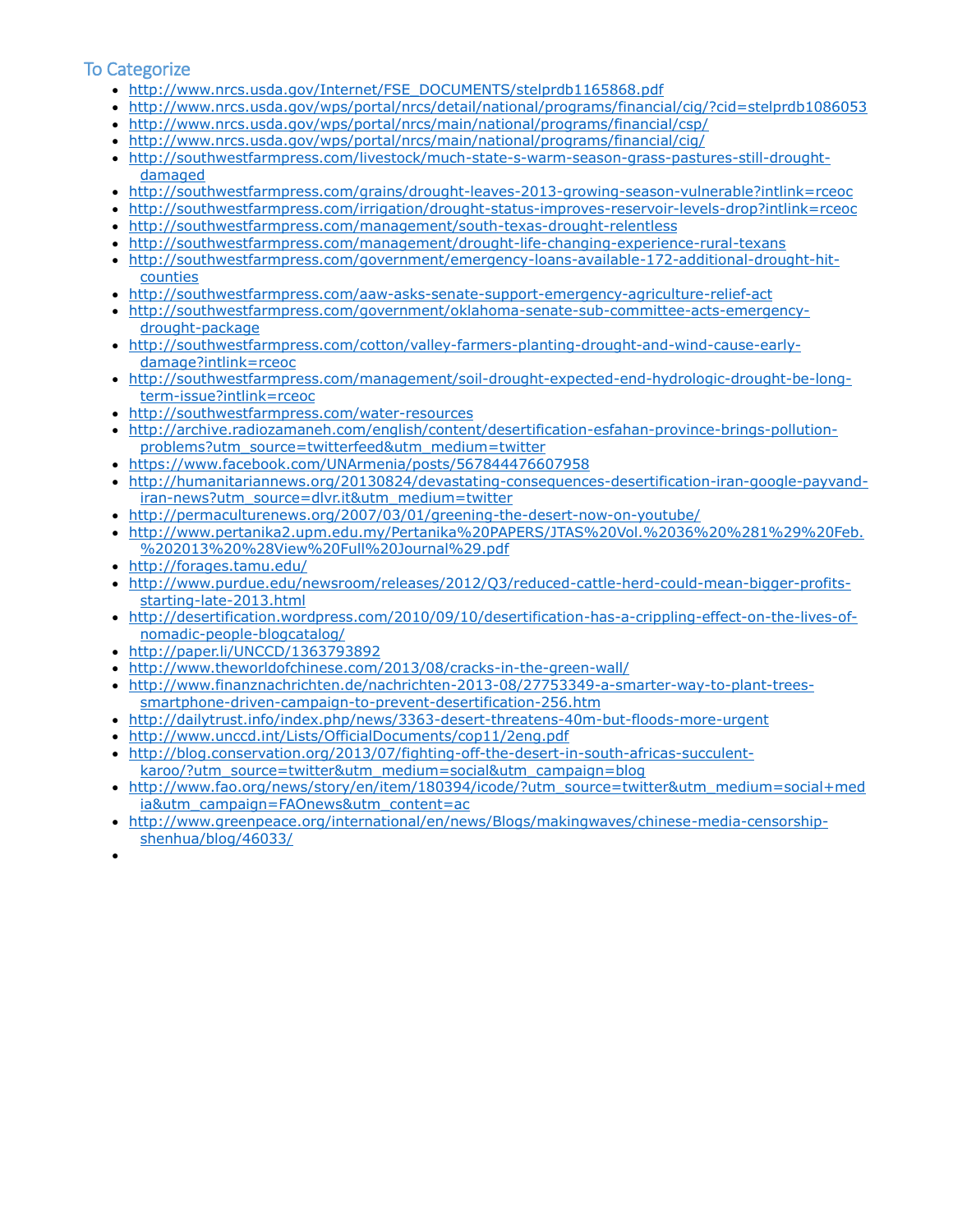## To Categorize

- http://www.nrcs.usda.gov/Internet/FSE_DOCUMENTS/stelprdb1165868.pdf
- http://www.nrcs.usda.gov/wps/portal/nrcs/detail/national/programs/financial/cig/?cid=stelprdb1086053
- http://www.nrcs.usda.gov/wps/portal/nrcs/main/national/programs/financial/csp/
- http://www.nrcs.usda.gov/wps/portal/nrcs/main/national/programs/financial/cig/
- http://southwestfarmpress.com/livestock/much-state-s-warm-season-grass-pastures-still-drought-damaged
- http://southwestfarmpress.com/grains/drought-leaves-2013-growing-season-vulnerable?intlink=rceoc
- http://southwestfarmpress.com/irrigation/drought-status-improves-reservoir-levels-drop?intlink=rceoc
- http://southwestfarmpress.com/management/south-texas-drought-relentless
- http://southwestfarmpress.com/management/drought-life-changing-experience-rural-texans
- http://southwestfarmpress.com/government/emergency-loans-available-172-additional-drought-hit-counties
- http://southwestfarmpress.com/aaw-asks-senate-support-emergency-agriculture-relief-act
- http://southwestfarmpress.com/government/oklahoma-senate-sub-committee-acts-emergency-drought-package
- http://southwestfarmpress.com/cotton/valley-farmers-planting-drought-and-wind-cause-early-damage?intlink=rceoc
- http://southwestfarmpress.com/management/soil-drought-expected-end-hydrologic-drought-be-long-term-issue?intlink=rceoc
- http://southwestfarmpress.com/water-resources
- http://archive.radiozamaneh.com/english/content/desertification-esfahan-province-brings-pollution-problems?utm_source=twitterfeed&utm_medium=twitter
- https://www.facebook.com/UNArmenia/posts/567844476607958
- http://humanitariannews.org/20130824/devastating-consequences-desertification-iran-google-payvand-iran-news?utm_source=dlvr.it&utm_medium=twitter
- http://permaculturenews.org/2007/03/01/greening-the-desert-now-on-youtube/
- http://www.pertanika2.upm.edu.my/Pertanika%20PAPERS/JTAS%20Vol.%2036%20%281%29%20Feb.%202013%20%28View%20Full%20Journal%29.pdf
- http://forages.tamu.edu/
- http://www.purdue.edu/newsroom/releases/2012/Q3/reduced-cattle-herd-could-mean-bigger-profits-starting-late-2013.html
- http://desertification.wordpress.com/2010/09/10/desertification-has-a-crippling-effect-on-the-lives-of-nomadic-people-blogcatalog/
- http://paper.li/UNCCD/1363793892
- http://www.theworldofchinese.com/2013/08/cracks-in-the-green-wall/
- http://www.finanznachrichten.de/nachrichten-2013-08/27753349-a-smarter-way-to-plant-trees-smartphone-driven-campaign-to-prevent-desertification-256.htm
- http://dailytrust.info/index.php/news/3363-desert-threatens-40m-but-floods-more-urgent
- http://www.unccd.int/Lists/OfficialDocuments/cop11/2eng.pdf
- http://blog.conservation.org/2013/07/fighting-off-the-desert-in-south-africas-succulent-karoo/?utm_source=twitter&utm_medium=social&utm_campaign=blog
- http://www.fao.org/news/story/en/item/180394/icode/?utm_source=twitter&utm_medium=social+media&utm_campaign=FAOnews&utm_content=ac
- http://www.greenpeace.org/international/en/news/Blogs/makingwaves/chinese-media-censorship-shenhua/blog/46033/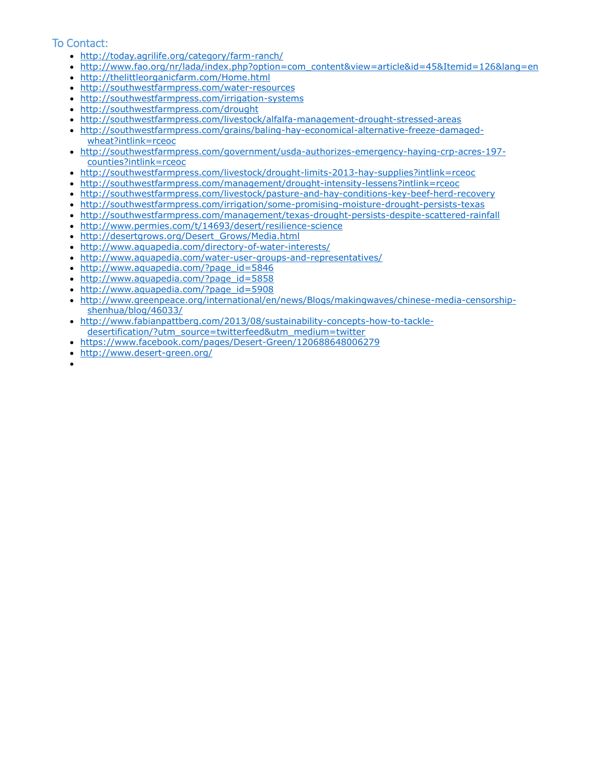## To Contact:

- http://today.agrilife.org/category/farm-ranch/
- http://www.fao.org/nr/lada/index.php?option=com_content&view=article&id=45&Itemid=126&lang=en
- http://thelittleorganicfarm.com/Home.html
- http://southwestfarmpress.com/water-resources
- http://southwestfarmpress.com/irrigation-systems
- http://southwestfarmpress.com/drought
- http://southwestfarmpress.com/livestock/alfalfa-management-drought-stressed-areas
- http://southwestfarmpress.com/grains/baling-hay-economical-alternative-freeze-damaged-wheat?intlink=rceoc
- http://southwestfarmpress.com/government/usda-authorizes-emergency-haying-crp-acres-197-counties?intlink=rceoc
- http://southwestfarmpress.com/livestock/drought-limits-2013-hay-supplies?intlink=rceoc
- http://southwestfarmpress.com/management/drought-intensity-lessens?intlink=rceoc
- http://southwestfarmpress.com/livestock/pasture-and-hay-conditions-key-beef-herd-recovery
- http://southwestfarmpress.com/irrigation/some-promising-moisture-drought-persists-texas
- http://southwestfarmpress.com/management/texas-drought-persists-despite-scattered-rainfall
- http://www.permies.com/t/14693/desert/resilience-science
- http://desertgrows.org/Desert_Grows/Media.html
- http://www.aquapedia.com/directory-of-water-interests/
- http://www.aquapedia.com/water-user-groups-and-representatives/
- http://www.aquapedia.com/?page_id=5846
- http://www.aquapedia.com/?page_id=5858
- http://www.aquapedia.com/?page_id=5908
- http://www.greenpeace.org/international/en/news/Blogs/makingwaves/chinese-media-censorship-shenhua/blog/46033/
- http://www.fabianpattberg.com/2013/08/sustainability-concepts-how-to-tackle-desertification/?utm_source=twitterfeed&utm_medium=twitter
- https://www.facebook.com/pages/Desert-Green/120688648006279
- http://www.desert-green.org/